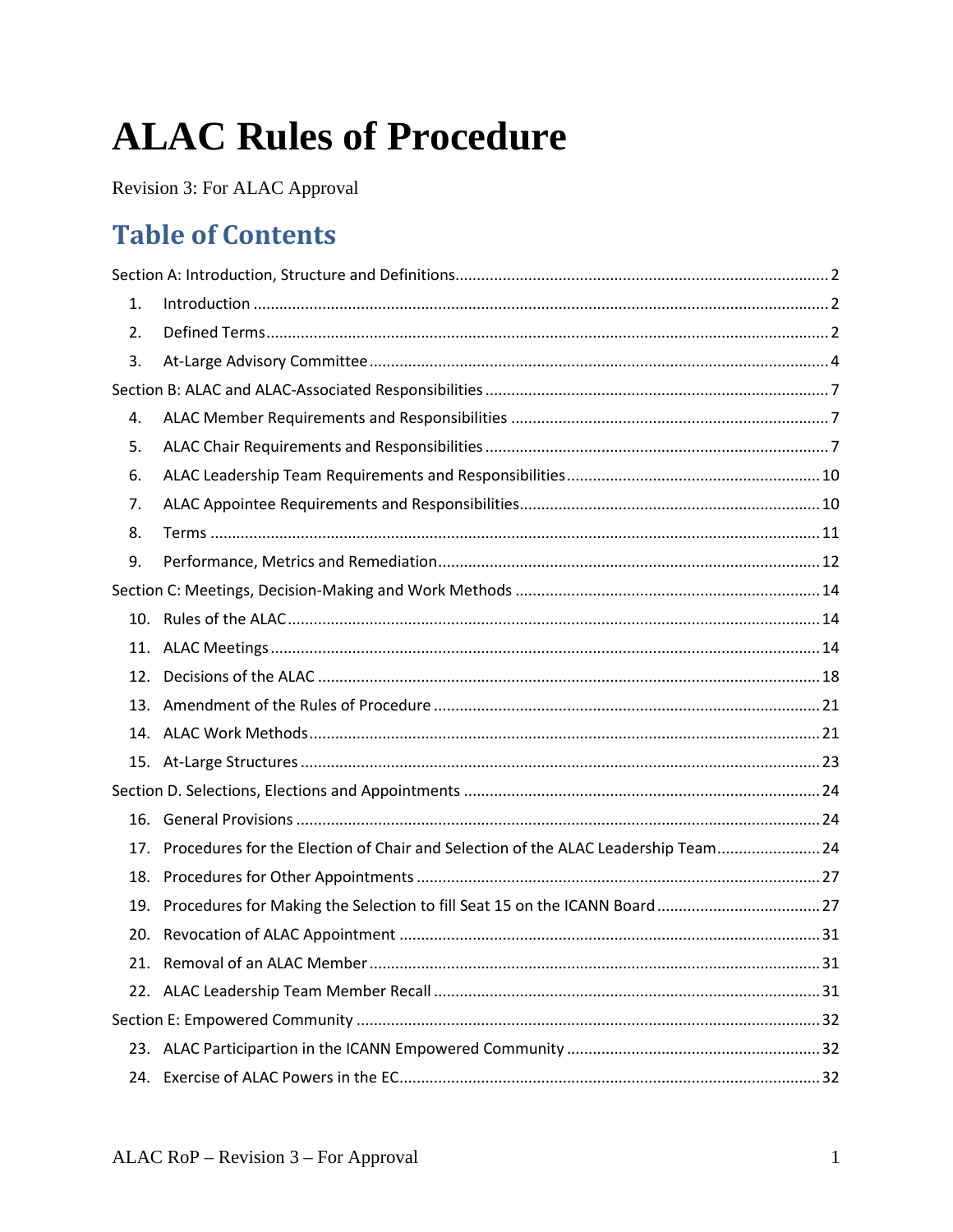# ALAC Rules of Procedure

Revision 3: For ALAC Approval

## Table of Contents

Section A: Introduction, Structure and Definitions .......... 2

1. Introduction .......... 2
2. Defined Terms .......... 2
3. At-Large Advisory Committee .......... 4

Section B: ALAC and ALAC-Associated Responsibilities .......... 7

4. ALAC Member Requirements and Responsibilities .......... 7
5. ALAC Chair Requirements and Responsibilities .......... 7
6. ALAC Leadership Team Requirements and Responsibilities .......... 10
7. ALAC Appointee Requirements and Responsibilities .......... 10
8. Terms .......... 11
9. Performance, Metrics and Remediation .......... 12

Section C: Meetings, Decision-Making and Work Methods .......... 14

10. Rules of the ALAC .......... 14
11. ALAC Meetings .......... 14
12. Decisions of the ALAC .......... 18
13. Amendment of the Rules of Procedure .......... 21
14. ALAC Work Methods .......... 21
15. At-Large Structures .......... 23

Section D. Selections, Elections and Appointments .......... 24

16. General Provisions .......... 24
17. Procedures for the Election of Chair and Selection of the ALAC Leadership Team .......... 24
18. Procedures for Other Appointments .......... 27
19. Procedures for Making the Selection to fill Seat 15 on the ICANN Board .......... 27
20. Revocation of ALAC Appointment .......... 31
21. Removal of an ALAC Member .......... 31
22. ALAC Leadership Team Member Recall .......... 31

Section E: Empowered Community .......... 32

23. ALAC Participartion in the ICANN Empowered Community .......... 32
24. Exercise of ALAC Powers in the EC .......... 32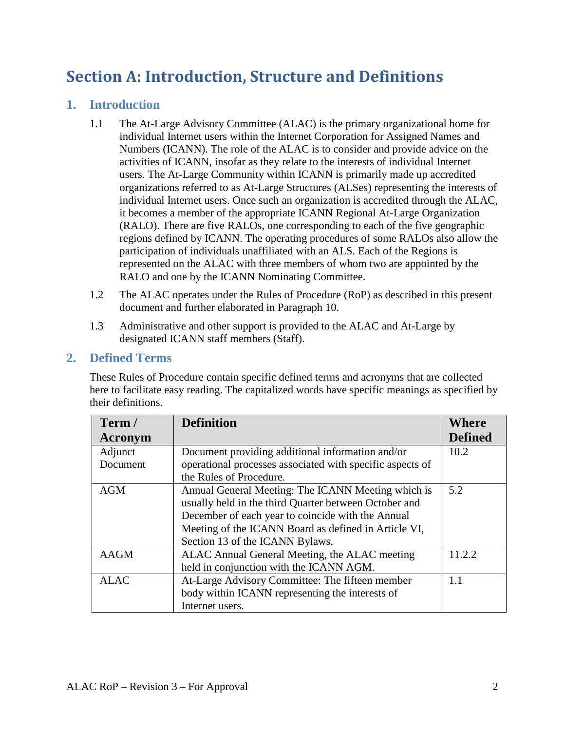# Section A: Introduction, Structure and Definitions

## 1. Introduction

1.1 The At-Large Advisory Committee (ALAC) is the primary organizational home for individual Internet users within the Internet Corporation for Assigned Names and Numbers (ICANN). The role of the ALAC is to consider and provide advice on the activities of ICANN, insofar as they relate to the interests of individual Internet users. The At-Large Community within ICANN is primarily made up accredited organizations referred to as At-Large Structures (ALSes) representing the interests of individual Internet users. Once such an organization is accredited through the ALAC, it becomes a member of the appropriate ICANN Regional At-Large Organization (RALO). There are five RALOs, one corresponding to each of the five geographic regions defined by ICANN. The operating procedures of some RALOs also allow the participation of individuals unaffiliated with an ALS. Each of the Regions is represented on the ALAC with three members of whom two are appointed by the RALO and one by the ICANN Nominating Committee.

1.2 The ALAC operates under the Rules of Procedure (RoP) as described in this present document and further elaborated in Paragraph 10.

1.3 Administrative and other support is provided to the ALAC and At-Large by designated ICANN staff members (Staff).

## 2. Defined Terms

These Rules of Procedure contain specific defined terms and acronyms that are collected here to facilitate easy reading. The capitalized words have specific meanings as specified by their definitions.

| Term / Acronym | Definition | Where Defined |
|---|---|---|
| Adjunct Document | Document providing additional information and/or operational processes associated with specific aspects of the Rules of Procedure. | 10.2 |
| AGM | Annual General Meeting: The ICANN Meeting which is usually held in the third Quarter between October and December of each year to coincide with the Annual Meeting of the ICANN Board as defined in Article VI, Section 13 of the ICANN Bylaws. | 5.2 |
| AAGM | ALAC Annual General Meeting, the ALAC meeting held in conjunction with the ICANN AGM. | 11.2.2 |
| ALAC | At-Large Advisory Committee: The fifteen member body within ICANN representing the interests of Internet users. | 1.1 |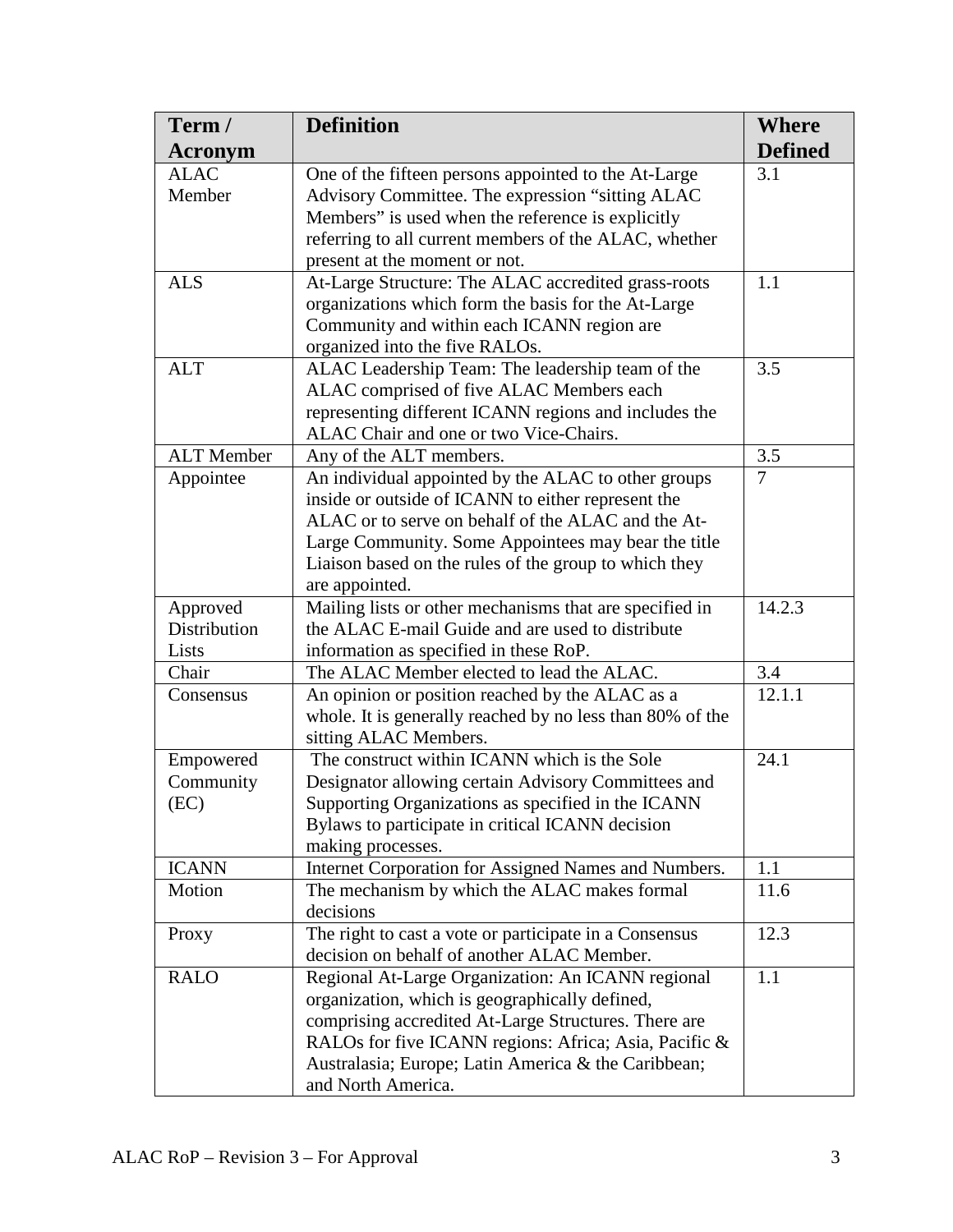| Term / Acronym | Definition | Where Defined |
|---|---|---|
| ALAC Member | One of the fifteen persons appointed to the At-Large Advisory Committee. The expression "sitting ALAC Members" is used when the reference is explicitly referring to all current members of the ALAC, whether present at the moment or not. | 3.1 |
| ALS | At-Large Structure: The ALAC accredited grass-roots organizations which form the basis for the At-Large Community and within each ICANN region are organized into the five RALOs. | 1.1 |
| ALT | ALAC Leadership Team: The leadership team of the ALAC comprised of five ALAC Members each representing different ICANN regions and includes the ALAC Chair and one or two Vice-Chairs. | 3.5 |
| ALT Member | Any of the ALT members. | 3.5 |
| Appointee | An individual appointed by the ALAC to other groups inside or outside of ICANN to either represent the ALAC or to serve on behalf of the ALAC and the At-Large Community. Some Appointees may bear the title Liaison based on the rules of the group to which they are appointed. | 7 |
| Approved Distribution Lists | Mailing lists or other mechanisms that are specified in the ALAC E-mail Guide and are used to distribute information as specified in these RoP. | 14.2.3 |
| Chair | The ALAC Member elected to lead the ALAC. | 3.4 |
| Consensus | An opinion or position reached by the ALAC as a whole. It is generally reached by no less than 80% of the sitting ALAC Members. | 12.1.1 |
| Empowered Community (EC) | The construct within ICANN which is the Sole Designator allowing certain Advisory Committees and Supporting Organizations as specified in the ICANN Bylaws to participate in critical ICANN decision making processes. | 24.1 |
| ICANN | Internet Corporation for Assigned Names and Numbers. | 1.1 |
| Motion | The mechanism by which the ALAC makes formal decisions | 11.6 |
| Proxy | The right to cast a vote or participate in a Consensus decision on behalf of another ALAC Member. | 12.3 |
| RALO | Regional At-Large Organization: An ICANN regional organization, which is geographically defined, comprising accredited At-Large Structures. There are RALOs for five ICANN regions: Africa; Asia, Pacific & Australasia; Europe; Latin America & the Caribbean; and North America. | 1.1 |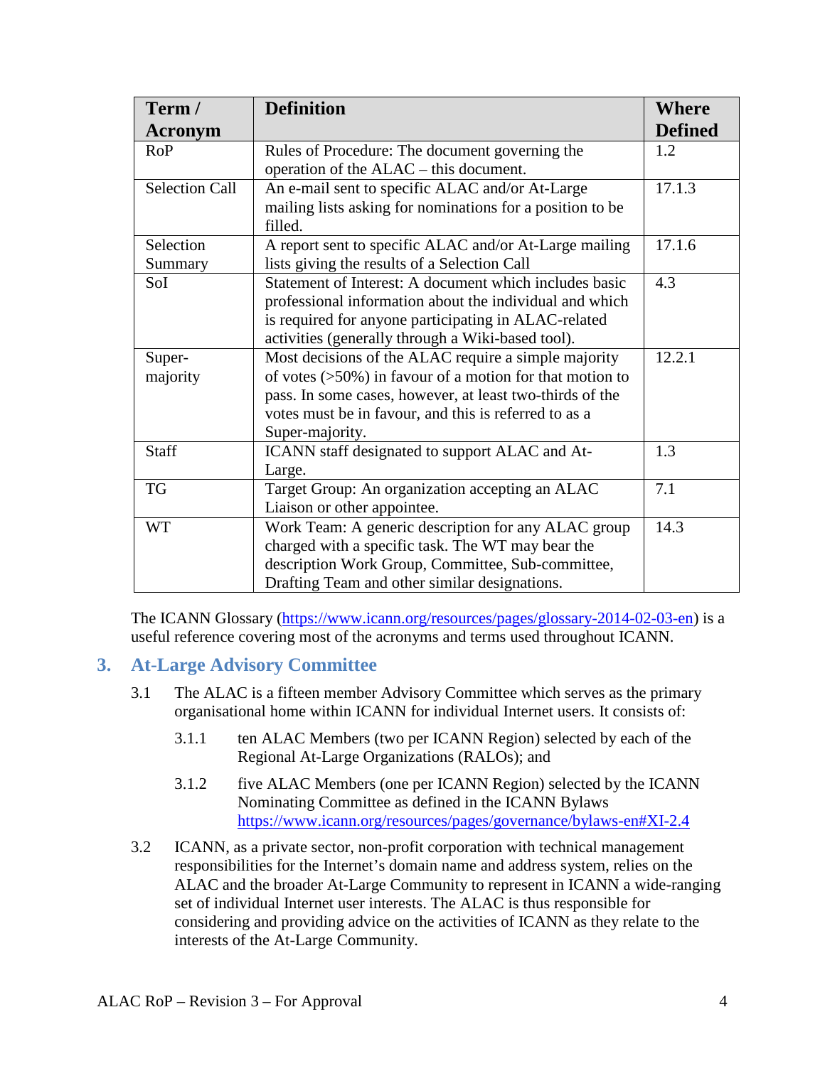| Term / Acronym | Definition | Where Defined |
|---|---|---|
| RoP | Rules of Procedure: The document governing the operation of the ALAC – this document. | 1.2 |
| Selection Call | An e-mail sent to specific ALAC and/or At-Large mailing lists asking for nominations for a position to be filled. | 17.1.3 |
| Selection Summary | A report sent to specific ALAC and/or At-Large mailing lists giving the results of a Selection Call | 17.1.6 |
| SoI | Statement of Interest: A document which includes basic professional information about the individual and which is required for anyone participating in ALAC-related activities (generally through a Wiki-based tool). | 4.3 |
| Super-majority | Most decisions of the ALAC require a simple majority of votes (>50%) in favour of a motion for that motion to pass. In some cases, however, at least two-thirds of the votes must be in favour, and this is referred to as a Super-majority. | 12.2.1 |
| Staff | ICANN staff designated to support ALAC and At-Large. | 1.3 |
| TG | Target Group: An organization accepting an ALAC Liaison or other appointee. | 7.1 |
| WT | Work Team: A generic description for any ALAC group charged with a specific task. The WT may bear the description Work Group, Committee, Sub-committee, Drafting Team and other similar designations. | 14.3 |

The ICANN Glossary (https://www.icann.org/resources/pages/glossary-2014-02-03-en) is a useful reference covering most of the acronyms and terms used throughout ICANN.

## 3. At-Large Advisory Committee

3.1 The ALAC is a fifteen member Advisory Committee which serves as the primary organisational home within ICANN for individual Internet users. It consists of:

3.1.1 ten ALAC Members (two per ICANN Region) selected by each of the Regional At-Large Organizations (RALOs); and

3.1.2 five ALAC Members (one per ICANN Region) selected by the ICANN Nominating Committee as defined in the ICANN Bylaws https://www.icann.org/resources/pages/governance/bylaws-en#XI-2.4

3.2 ICANN, as a private sector, non-profit corporation with technical management responsibilities for the Internet's domain name and address system, relies on the ALAC and the broader At-Large Community to represent in ICANN a wide-ranging set of individual Internet user interests. The ALAC is thus responsible for considering and providing advice on the activities of ICANN as they relate to the interests of the At-Large Community.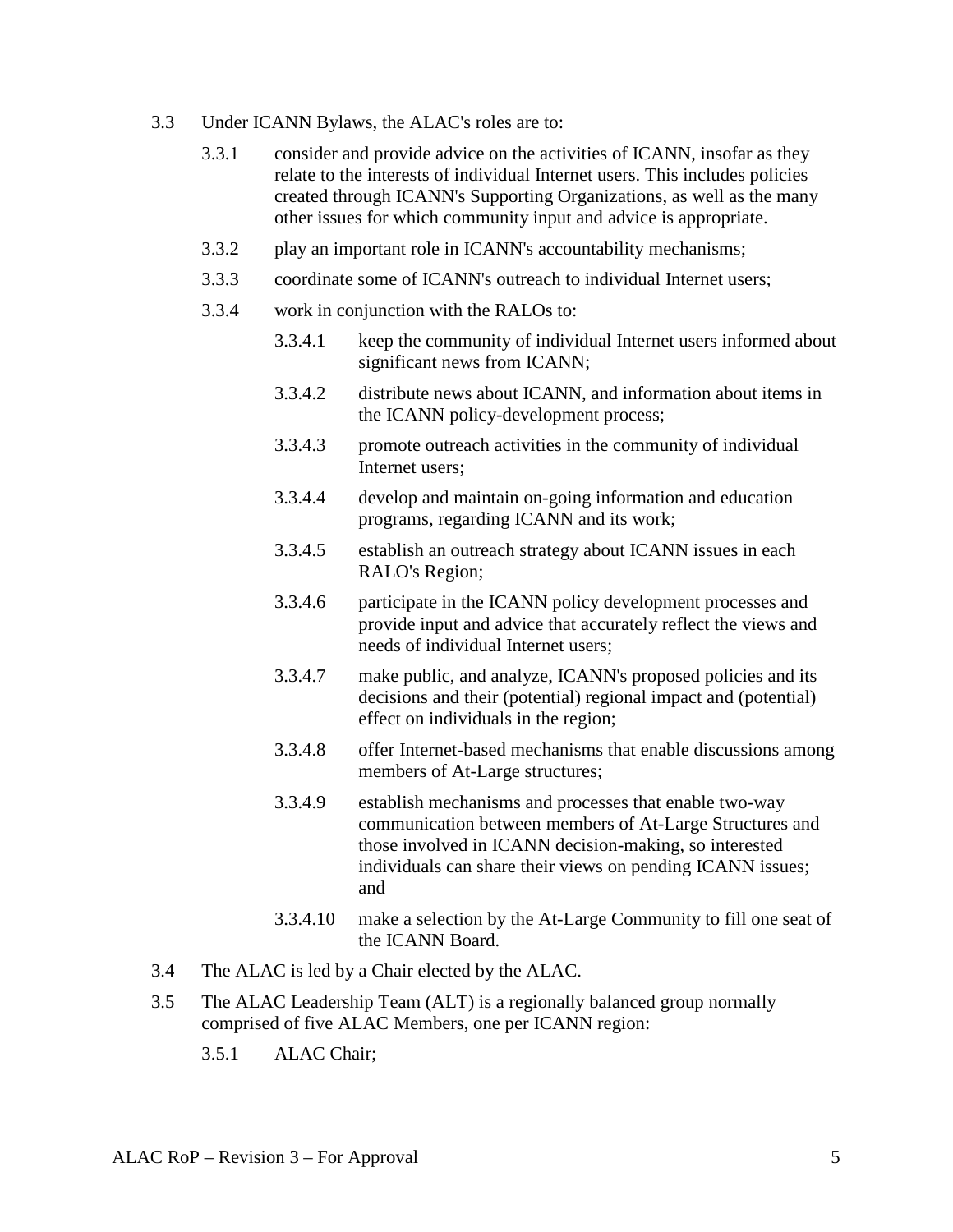3.3 Under ICANN Bylaws, the ALAC's roles are to:

3.3.1 consider and provide advice on the activities of ICANN, insofar as they relate to the interests of individual Internet users. This includes policies created through ICANN's Supporting Organizations, as well as the many other issues for which community input and advice is appropriate.

3.3.2 play an important role in ICANN's accountability mechanisms;

3.3.3 coordinate some of ICANN's outreach to individual Internet users;

3.3.4 work in conjunction with the RALOs to:

3.3.4.1 keep the community of individual Internet users informed about significant news from ICANN;

3.3.4.2 distribute news about ICANN, and information about items in the ICANN policy-development process;

3.3.4.3 promote outreach activities in the community of individual Internet users;

3.3.4.4 develop and maintain on-going information and education programs, regarding ICANN and its work;

3.3.4.5 establish an outreach strategy about ICANN issues in each RALO's Region;

3.3.4.6 participate in the ICANN policy development processes and provide input and advice that accurately reflect the views and needs of individual Internet users;

3.3.4.7 make public, and analyze, ICANN's proposed policies and its decisions and their (potential) regional impact and (potential) effect on individuals in the region;

3.3.4.8 offer Internet-based mechanisms that enable discussions among members of At-Large structures;

3.3.4.9 establish mechanisms and processes that enable two-way communication between members of At-Large Structures and those involved in ICANN decision-making, so interested individuals can share their views on pending ICANN issues; and

3.3.4.10 make a selection by the At-Large Community to fill one seat of the ICANN Board.

3.4 The ALAC is led by a Chair elected by the ALAC.

3.5 The ALAC Leadership Team (ALT) is a regionally balanced group normally comprised of five ALAC Members, one per ICANN region:

3.5.1 ALAC Chair;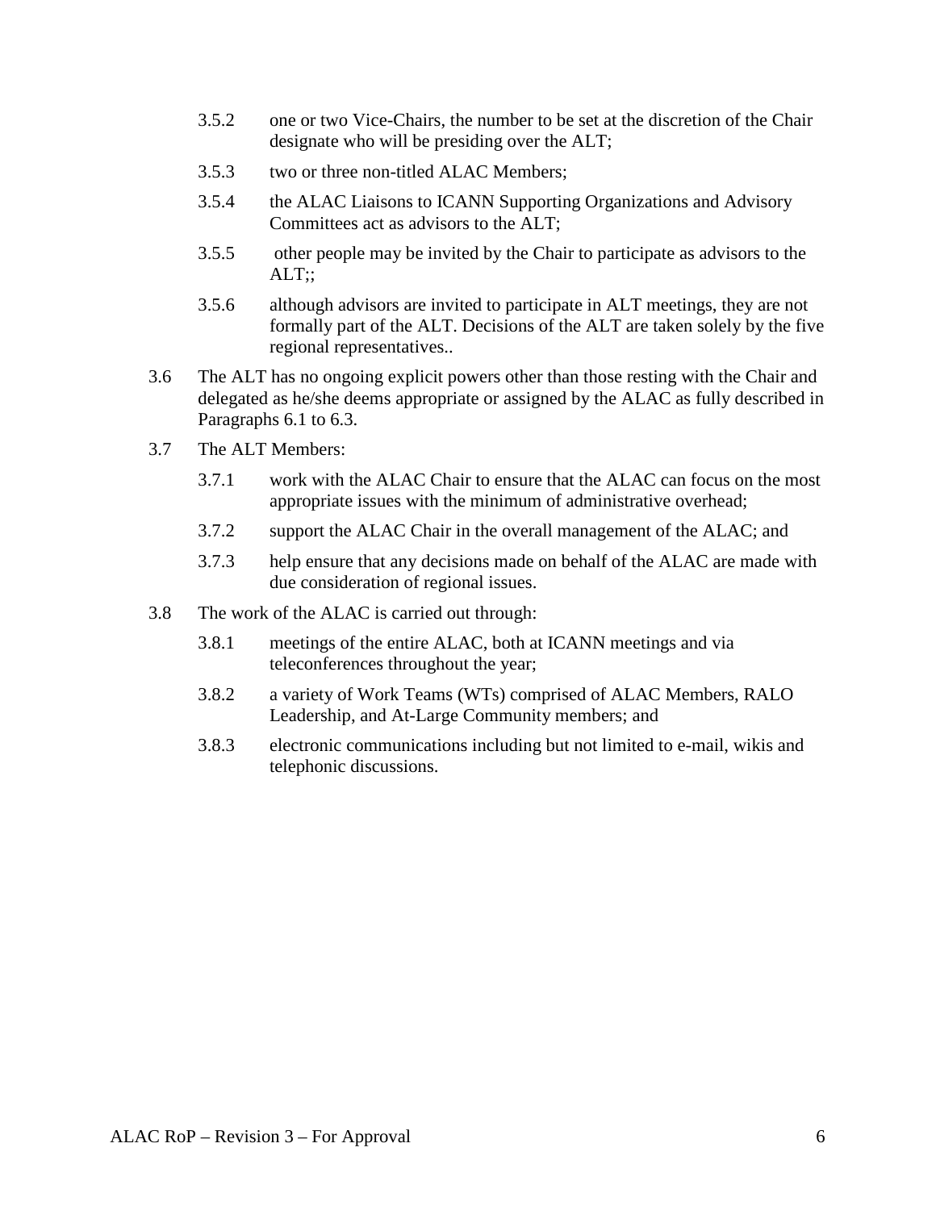3.5.2 one or two Vice-Chairs, the number to be set at the discretion of the Chair designate who will be presiding over the ALT;

3.5.3 two or three non-titled ALAC Members;

3.5.4 the ALAC Liaisons to ICANN Supporting Organizations and Advisory Committees act as advisors to the ALT;

3.5.5 other people may be invited by the Chair to participate as advisors to the ALT;;

3.5.6 although advisors are invited to participate in ALT meetings, they are not formally part of the ALT. Decisions of the ALT are taken solely by the five regional representatives..

3.6 The ALT has no ongoing explicit powers other than those resting with the Chair and delegated as he/she deems appropriate or assigned by the ALAC as fully described in Paragraphs 6.1 to 6.3.

3.7 The ALT Members:

3.7.1 work with the ALAC Chair to ensure that the ALAC can focus on the most appropriate issues with the minimum of administrative overhead;

3.7.2 support the ALAC Chair in the overall management of the ALAC; and

3.7.3 help ensure that any decisions made on behalf of the ALAC are made with due consideration of regional issues.

3.8 The work of the ALAC is carried out through:

3.8.1 meetings of the entire ALAC, both at ICANN meetings and via teleconferences throughout the year;

3.8.2 a variety of Work Teams (WTs) comprised of ALAC Members, RALO Leadership, and At-Large Community members; and

3.8.3 electronic communications including but not limited to e-mail, wikis and telephonic discussions.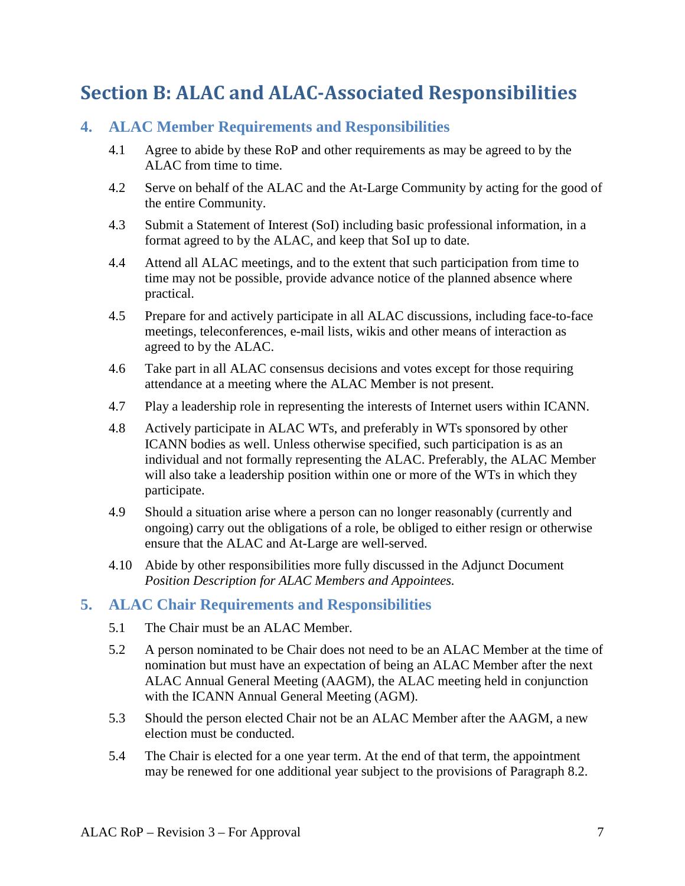# Section B: ALAC and ALAC-Associated Responsibilities

## 4. ALAC Member Requirements and Responsibilities

4.1 Agree to abide by these RoP and other requirements as may be agreed to by the ALAC from time to time.

4.2 Serve on behalf of the ALAC and the At-Large Community by acting for the good of the entire Community.

4.3 Submit a Statement of Interest (SoI) including basic professional information, in a format agreed to by the ALAC, and keep that SoI up to date.

4.4 Attend all ALAC meetings, and to the extent that such participation from time to time may not be possible, provide advance notice of the planned absence where practical.

4.5 Prepare for and actively participate in all ALAC discussions, including face-to-face meetings, teleconferences, e-mail lists, wikis and other means of interaction as agreed to by the ALAC.

4.6 Take part in all ALAC consensus decisions and votes except for those requiring attendance at a meeting where the ALAC Member is not present.

4.7 Play a leadership role in representing the interests of Internet users within ICANN.

4.8 Actively participate in ALAC WTs, and preferably in WTs sponsored by other ICANN bodies as well. Unless otherwise specified, such participation is as an individual and not formally representing the ALAC. Preferably, the ALAC Member will also take a leadership position within one or more of the WTs in which they participate.

4.9 Should a situation arise where a person can no longer reasonably (currently and ongoing) carry out the obligations of a role, be obliged to either resign or otherwise ensure that the ALAC and At-Large are well-served.

4.10 Abide by other responsibilities more fully discussed in the Adjunct Document *Position Description for ALAC Members and Appointees.*

## 5. ALAC Chair Requirements and Responsibilities

5.1 The Chair must be an ALAC Member.

5.2 A person nominated to be Chair does not need to be an ALAC Member at the time of nomination but must have an expectation of being an ALAC Member after the next ALAC Annual General Meeting (AAGM), the ALAC meeting held in conjunction with the ICANN Annual General Meeting (AGM).

5.3 Should the person elected Chair not be an ALAC Member after the AAGM, a new election must be conducted.

5.4 The Chair is elected for a one year term. At the end of that term, the appointment may be renewed for one additional year subject to the provisions of Paragraph 8.2.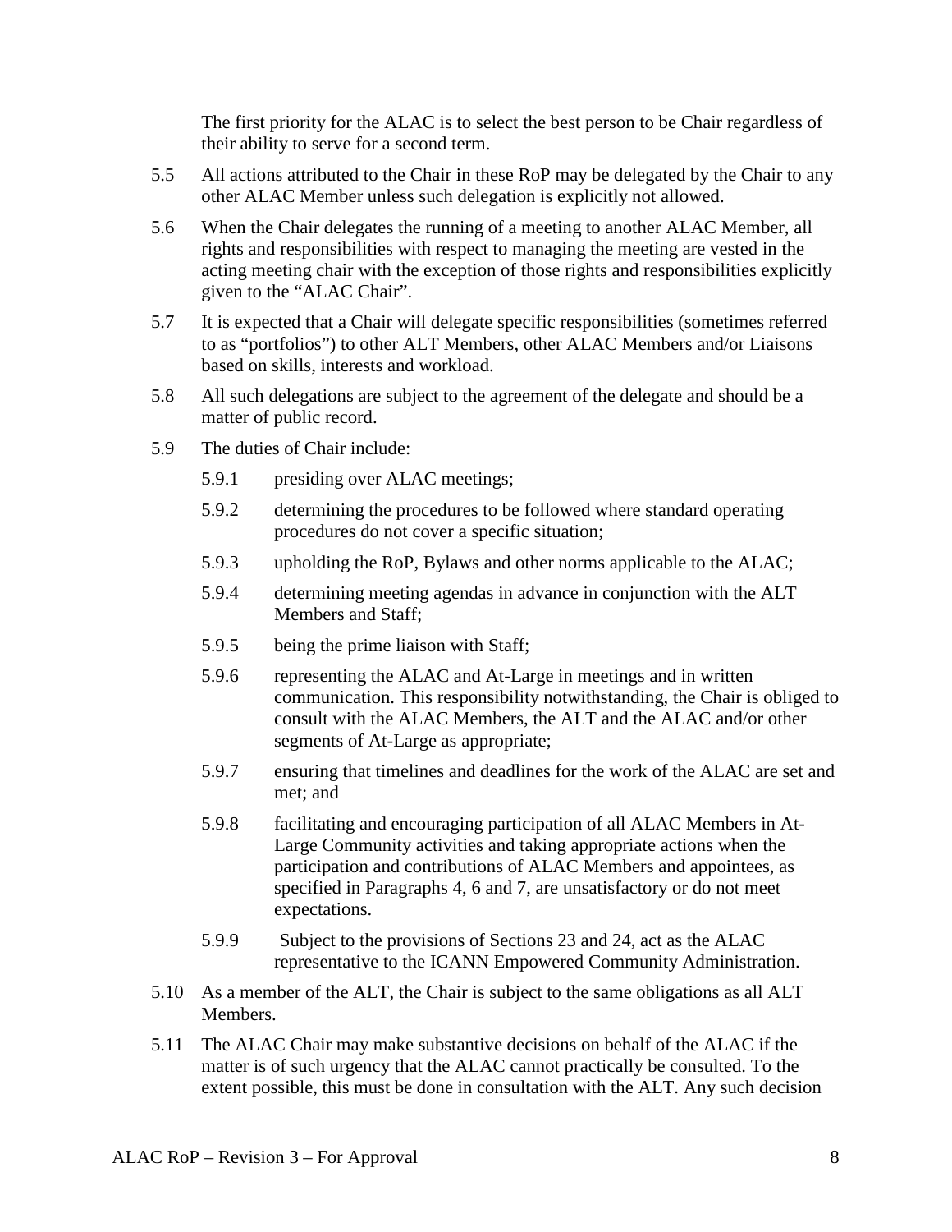The first priority for the ALAC is to select the best person to be Chair regardless of their ability to serve for a second term.

5.5 All actions attributed to the Chair in these RoP may be delegated by the Chair to any other ALAC Member unless such delegation is explicitly not allowed.

5.6 When the Chair delegates the running of a meeting to another ALAC Member, all rights and responsibilities with respect to managing the meeting are vested in the acting meeting chair with the exception of those rights and responsibilities explicitly given to the "ALAC Chair".

5.7 It is expected that a Chair will delegate specific responsibilities (sometimes referred to as "portfolios") to other ALT Members, other ALAC Members and/or Liaisons based on skills, interests and workload.

5.8 All such delegations are subject to the agreement of the delegate and should be a matter of public record.

5.9 The duties of Chair include:

5.9.1 presiding over ALAC meetings;

5.9.2 determining the procedures to be followed where standard operating procedures do not cover a specific situation;

5.9.3 upholding the RoP, Bylaws and other norms applicable to the ALAC;

5.9.4 determining meeting agendas in advance in conjunction with the ALT Members and Staff;

5.9.5 being the prime liaison with Staff;

5.9.6 representing the ALAC and At-Large in meetings and in written communication. This responsibility notwithstanding, the Chair is obliged to consult with the ALAC Members, the ALT and the ALAC and/or other segments of At-Large as appropriate;

5.9.7 ensuring that timelines and deadlines for the work of the ALAC are set and met; and

5.9.8 facilitating and encouraging participation of all ALAC Members in At-Large Community activities and taking appropriate actions when the participation and contributions of ALAC Members and appointees, as specified in Paragraphs 4, 6 and 7, are unsatisfactory or do not meet expectations.

5.9.9 Subject to the provisions of Sections 23 and 24, act as the ALAC representative to the ICANN Empowered Community Administration.

5.10 As a member of the ALT, the Chair is subject to the same obligations as all ALT Members.

5.11 The ALAC Chair may make substantive decisions on behalf of the ALAC if the matter is of such urgency that the ALAC cannot practically be consulted. To the extent possible, this must be done in consultation with the ALT. Any such decision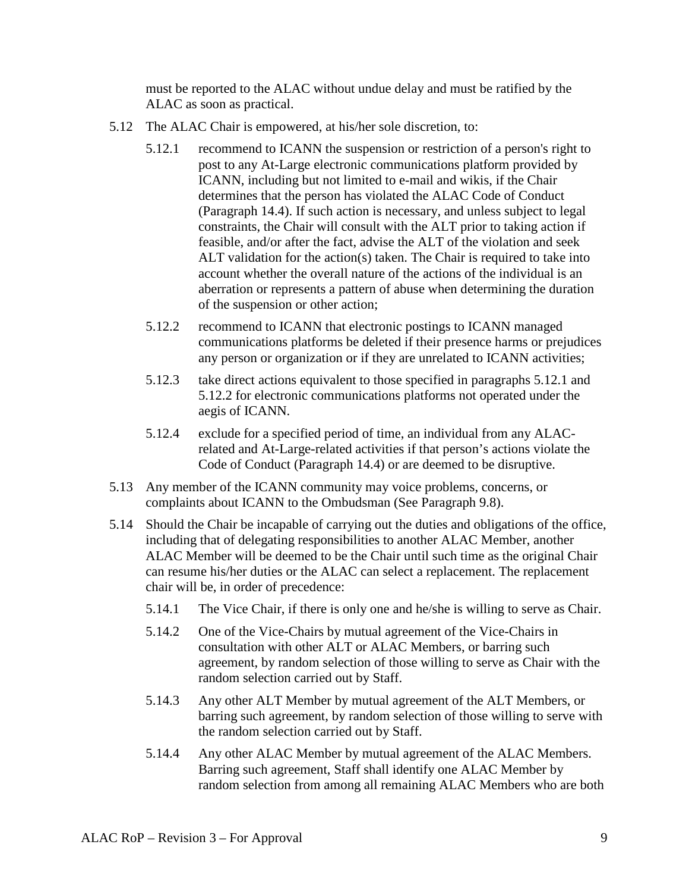must be reported to the ALAC without undue delay and must be ratified by the ALAC as soon as practical.

5.12 The ALAC Chair is empowered, at his/her sole discretion, to:

5.12.1 recommend to ICANN the suspension or restriction of a person's right to post to any At-Large electronic communications platform provided by ICANN, including but not limited to e-mail and wikis, if the Chair determines that the person has violated the ALAC Code of Conduct (Paragraph 14.4). If such action is necessary, and unless subject to legal constraints, the Chair will consult with the ALT prior to taking action if feasible, and/or after the fact, advise the ALT of the violation and seek ALT validation for the action(s) taken. The Chair is required to take into account whether the overall nature of the actions of the individual is an aberration or represents a pattern of abuse when determining the duration of the suspension or other action;

5.12.2 recommend to ICANN that electronic postings to ICANN managed communications platforms be deleted if their presence harms or prejudices any person or organization or if they are unrelated to ICANN activities;

5.12.3 take direct actions equivalent to those specified in paragraphs 5.12.1 and 5.12.2 for electronic communications platforms not operated under the aegis of ICANN.

5.12.4 exclude for a specified period of time, an individual from any ALAC-related and At-Large-related activities if that person's actions violate the Code of Conduct (Paragraph 14.4) or are deemed to be disruptive.

5.13 Any member of the ICANN community may voice problems, concerns, or complaints about ICANN to the Ombudsman (See Paragraph 9.8).

5.14 Should the Chair be incapable of carrying out the duties and obligations of the office, including that of delegating responsibilities to another ALAC Member, another ALAC Member will be deemed to be the Chair until such time as the original Chair can resume his/her duties or the ALAC can select a replacement. The replacement chair will be, in order of precedence:

5.14.1 The Vice Chair, if there is only one and he/she is willing to serve as Chair.

5.14.2 One of the Vice-Chairs by mutual agreement of the Vice-Chairs in consultation with other ALT or ALAC Members, or barring such agreement, by random selection of those willing to serve as Chair with the random selection carried out by Staff.

5.14.3 Any other ALT Member by mutual agreement of the ALT Members, or barring such agreement, by random selection of those willing to serve with the random selection carried out by Staff.

5.14.4 Any other ALAC Member by mutual agreement of the ALAC Members. Barring such agreement, Staff shall identify one ALAC Member by random selection from among all remaining ALAC Members who are both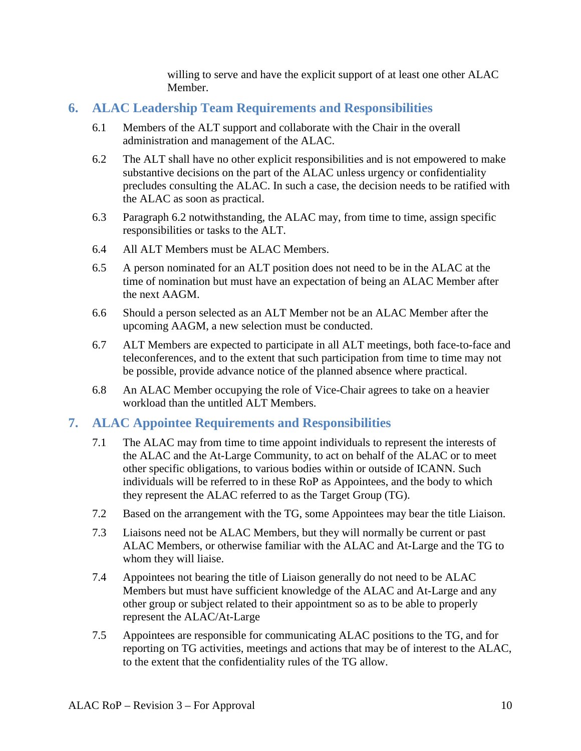willing to serve and have the explicit support of at least one other ALAC Member.

## 6. ALAC Leadership Team Requirements and Responsibilities

6.1 Members of the ALT support and collaborate with the Chair in the overall administration and management of the ALAC.

6.2 The ALT shall have no other explicit responsibilities and is not empowered to make substantive decisions on the part of the ALAC unless urgency or confidentiality precludes consulting the ALAC. In such a case, the decision needs to be ratified with the ALAC as soon as practical.

6.3 Paragraph 6.2 notwithstanding, the ALAC may, from time to time, assign specific responsibilities or tasks to the ALT.

6.4 All ALT Members must be ALAC Members.

6.5 A person nominated for an ALT position does not need to be in the ALAC at the time of nomination but must have an expectation of being an ALAC Member after the next AAGM.

6.6 Should a person selected as an ALT Member not be an ALAC Member after the upcoming AAGM, a new selection must be conducted.

6.7 ALT Members are expected to participate in all ALT meetings, both face-to-face and teleconferences, and to the extent that such participation from time to time may not be possible, provide advance notice of the planned absence where practical.

6.8 An ALAC Member occupying the role of Vice-Chair agrees to take on a heavier workload than the untitled ALT Members.

## 7. ALAC Appointee Requirements and Responsibilities

7.1 The ALAC may from time to time appoint individuals to represent the interests of the ALAC and the At-Large Community, to act on behalf of the ALAC or to meet other specific obligations, to various bodies within or outside of ICANN. Such individuals will be referred to in these RoP as Appointees, and the body to which they represent the ALAC referred to as the Target Group (TG).

7.2 Based on the arrangement with the TG, some Appointees may bear the title Liaison.

7.3 Liaisons need not be ALAC Members, but they will normally be current or past ALAC Members, or otherwise familiar with the ALAC and At-Large and the TG to whom they will liaise.

7.4 Appointees not bearing the title of Liaison generally do not need to be ALAC Members but must have sufficient knowledge of the ALAC and At-Large and any other group or subject related to their appointment so as to be able to properly represent the ALAC/At-Large

7.5 Appointees are responsible for communicating ALAC positions to the TG, and for reporting on TG activities, meetings and actions that may be of interest to the ALAC, to the extent that the confidentiality rules of the TG allow.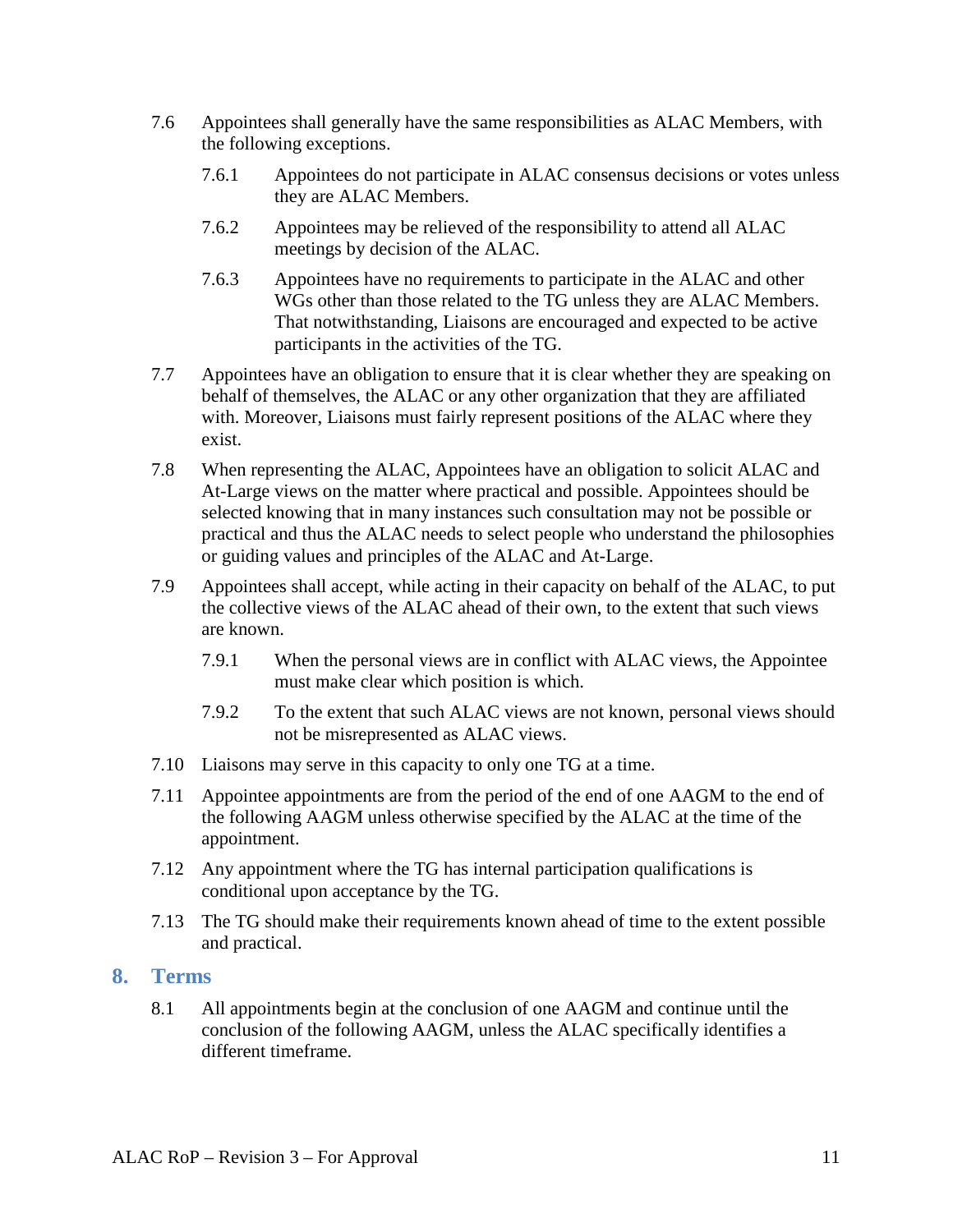7.6 Appointees shall generally have the same responsibilities as ALAC Members, with the following exceptions.

 7.6.1 Appointees do not participate in ALAC consensus decisions or votes unless they are ALAC Members.

 7.6.2 Appointees may be relieved of the responsibility to attend all ALAC meetings by decision of the ALAC.

 7.6.3 Appointees have no requirements to participate in the ALAC and other WGs other than those related to the TG unless they are ALAC Members. That notwithstanding, Liaisons are encouraged and expected to be active participants in the activities of the TG.

7.7 Appointees have an obligation to ensure that it is clear whether they are speaking on behalf of themselves, the ALAC or any other organization that they are affiliated with. Moreover, Liaisons must fairly represent positions of the ALAC where they exist.

7.8 When representing the ALAC, Appointees have an obligation to solicit ALAC and At-Large views on the matter where practical and possible. Appointees should be selected knowing that in many instances such consultation may not be possible or practical and thus the ALAC needs to select people who understand the philosophies or guiding values and principles of the ALAC and At-Large.

7.9 Appointees shall accept, while acting in their capacity on behalf of the ALAC, to put the collective views of the ALAC ahead of their own, to the extent that such views are known.

 7.9.1 When the personal views are in conflict with ALAC views, the Appointee must make clear which position is which.

 7.9.2 To the extent that such ALAC views are not known, personal views should not be misrepresented as ALAC views.

7.10 Liaisons may serve in this capacity to only one TG at a time.

7.11 Appointee appointments are from the period of the end of one AAGM to the end of the following AAGM unless otherwise specified by the ALAC at the time of the appointment.

7.12 Any appointment where the TG has internal participation qualifications is conditional upon acceptance by the TG.

7.13 The TG should make their requirements known ahead of time to the extent possible and practical.

## 8. Terms

8.1 All appointments begin at the conclusion of one AAGM and continue until the conclusion of the following AAGM, unless the ALAC specifically identifies a different timeframe.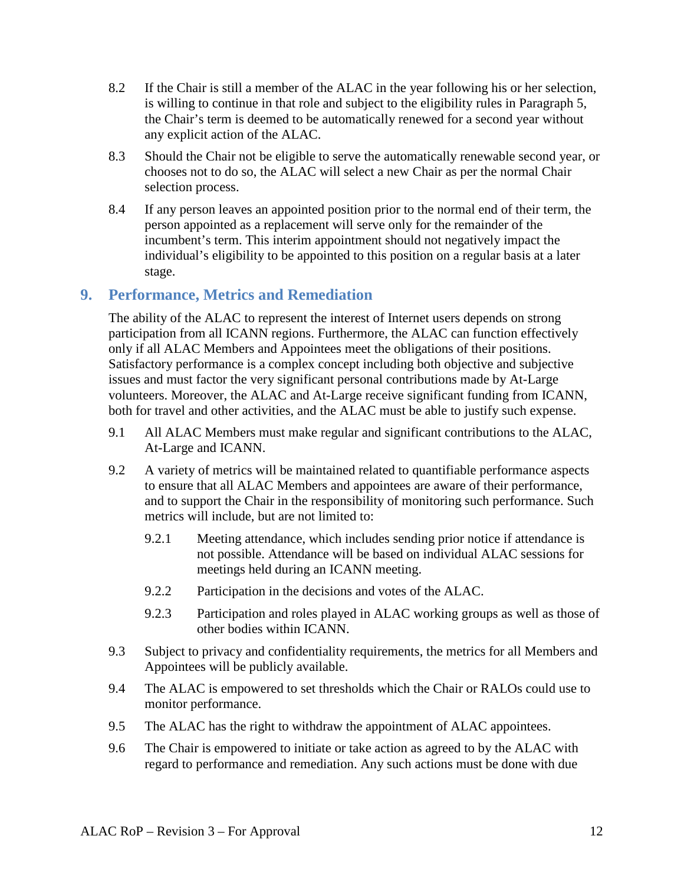8.2 If the Chair is still a member of the ALAC in the year following his or her selection, is willing to continue in that role and subject to the eligibility rules in Paragraph 5, the Chair's term is deemed to be automatically renewed for a second year without any explicit action of the ALAC.

8.3 Should the Chair not be eligible to serve the automatically renewable second year, or chooses not to do so, the ALAC will select a new Chair as per the normal Chair selection process.

8.4 If any person leaves an appointed position prior to the normal end of their term, the person appointed as a replacement will serve only for the remainder of the incumbent's term. This interim appointment should not negatively impact the individual's eligibility to be appointed to this position on a regular basis at a later stage.

## 9. Performance, Metrics and Remediation

The ability of the ALAC to represent the interest of Internet users depends on strong participation from all ICANN regions. Furthermore, the ALAC can function effectively only if all ALAC Members and Appointees meet the obligations of their positions. Satisfactory performance is a complex concept including both objective and subjective issues and must factor the very significant personal contributions made by At-Large volunteers. Moreover, the ALAC and At-Large receive significant funding from ICANN, both for travel and other activities, and the ALAC must be able to justify such expense.

9.1 All ALAC Members must make regular and significant contributions to the ALAC, At-Large and ICANN.

9.2 A variety of metrics will be maintained related to quantifiable performance aspects to ensure that all ALAC Members and appointees are aware of their performance, and to support the Chair in the responsibility of monitoring such performance. Such metrics will include, but are not limited to:

  9.2.1 Meeting attendance, which includes sending prior notice if attendance is not possible. Attendance will be based on individual ALAC sessions for meetings held during an ICANN meeting.

  9.2.2 Participation in the decisions and votes of the ALAC.

  9.2.3 Participation and roles played in ALAC working groups as well as those of other bodies within ICANN.

9.3 Subject to privacy and confidentiality requirements, the metrics for all Members and Appointees will be publicly available.

9.4 The ALAC is empowered to set thresholds which the Chair or RALOs could use to monitor performance.

9.5 The ALAC has the right to withdraw the appointment of ALAC appointees.

9.6 The Chair is empowered to initiate or take action as agreed to by the ALAC with regard to performance and remediation. Any such actions must be done with due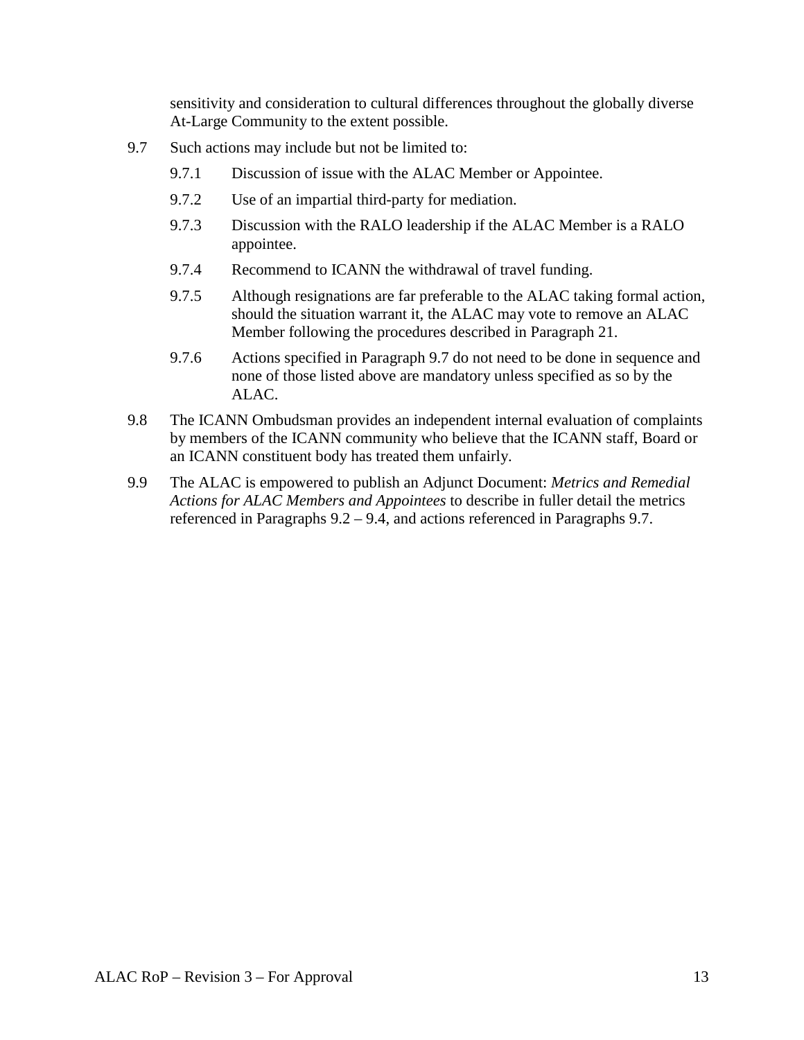sensitivity and consideration to cultural differences throughout the globally diverse At-Large Community to the extent possible.

9.7 Such actions may include but not be limited to:

9.7.1 Discussion of issue with the ALAC Member or Appointee.

9.7.2 Use of an impartial third-party for mediation.

9.7.3 Discussion with the RALO leadership if the ALAC Member is a RALO appointee.

9.7.4 Recommend to ICANN the withdrawal of travel funding.

9.7.5 Although resignations are far preferable to the ALAC taking formal action, should the situation warrant it, the ALAC may vote to remove an ALAC Member following the procedures described in Paragraph 21.

9.7.6 Actions specified in Paragraph 9.7 do not need to be done in sequence and none of those listed above are mandatory unless specified as so by the ALAC.

9.8 The ICANN Ombudsman provides an independent internal evaluation of complaints by members of the ICANN community who believe that the ICANN staff, Board or an ICANN constituent body has treated them unfairly.

9.9 The ALAC is empowered to publish an Adjunct Document: *Metrics and Remedial Actions for ALAC Members and Appointees* to describe in fuller detail the metrics referenced in Paragraphs 9.2 – 9.4, and actions referenced in Paragraphs 9.7.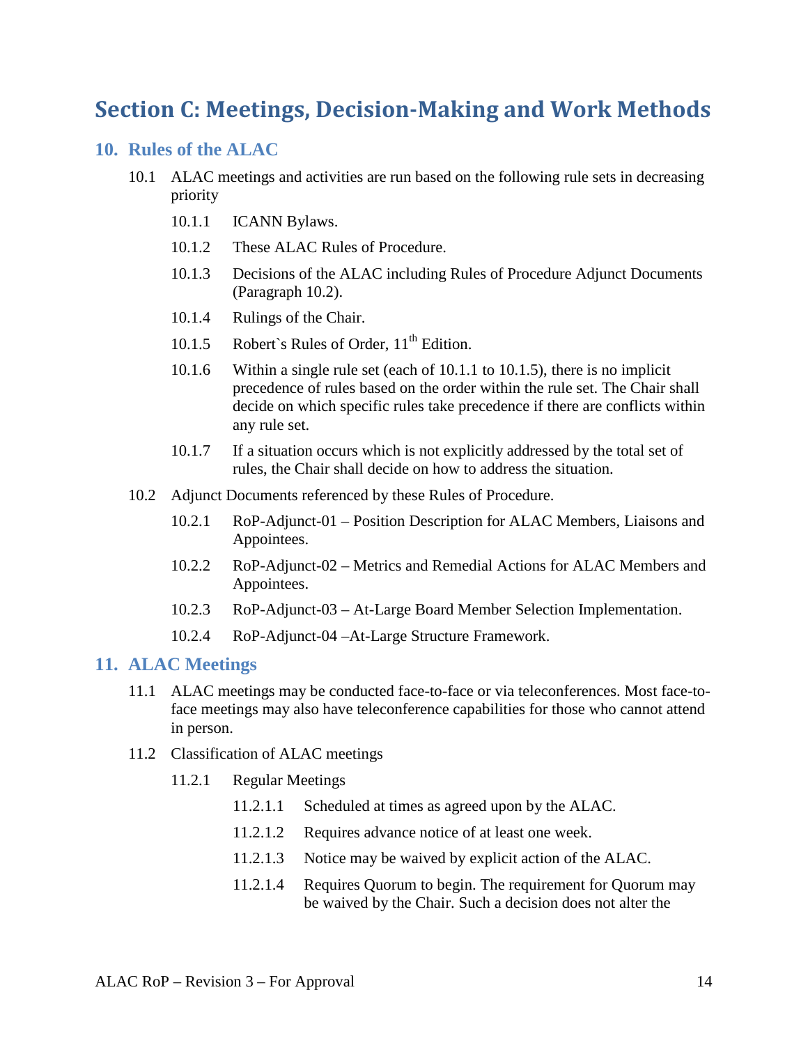# Section C: Meetings, Decision-Making and Work Methods

## 10. Rules of the ALAC

10.1 ALAC meetings and activities are run based on the following rule sets in decreasing priority

10.1.1 ICANN Bylaws.

10.1.2 These ALAC Rules of Procedure.

10.1.3 Decisions of the ALAC including Rules of Procedure Adjunct Documents (Paragraph 10.2).

10.1.4 Rulings of the Chair.

10.1.5 Robert`s Rules of Order, 11th Edition.

10.1.6 Within a single rule set (each of 10.1.1 to 10.1.5), there is no implicit precedence of rules based on the order within the rule set. The Chair shall decide on which specific rules take precedence if there are conflicts within any rule set.

10.1.7 If a situation occurs which is not explicitly addressed by the total set of rules, the Chair shall decide on how to address the situation.

10.2 Adjunct Documents referenced by these Rules of Procedure.

10.2.1 RoP-Adjunct-01 – Position Description for ALAC Members, Liaisons and Appointees.

10.2.2 RoP-Adjunct-02 – Metrics and Remedial Actions for ALAC Members and Appointees.

10.2.3 RoP-Adjunct-03 – At-Large Board Member Selection Implementation.

10.2.4 RoP-Adjunct-04 –At-Large Structure Framework.

## 11. ALAC Meetings

11.1 ALAC meetings may be conducted face-to-face or via teleconferences. Most face-to-face meetings may also have teleconference capabilities for those who cannot attend in person.

11.2 Classification of ALAC meetings

11.2.1 Regular Meetings

11.2.1.1 Scheduled at times as agreed upon by the ALAC.

11.2.1.2 Requires advance notice of at least one week.

11.2.1.3 Notice may be waived by explicit action of the ALAC.

11.2.1.4 Requires Quorum to begin. The requirement for Quorum may be waived by the Chair. Such a decision does not alter the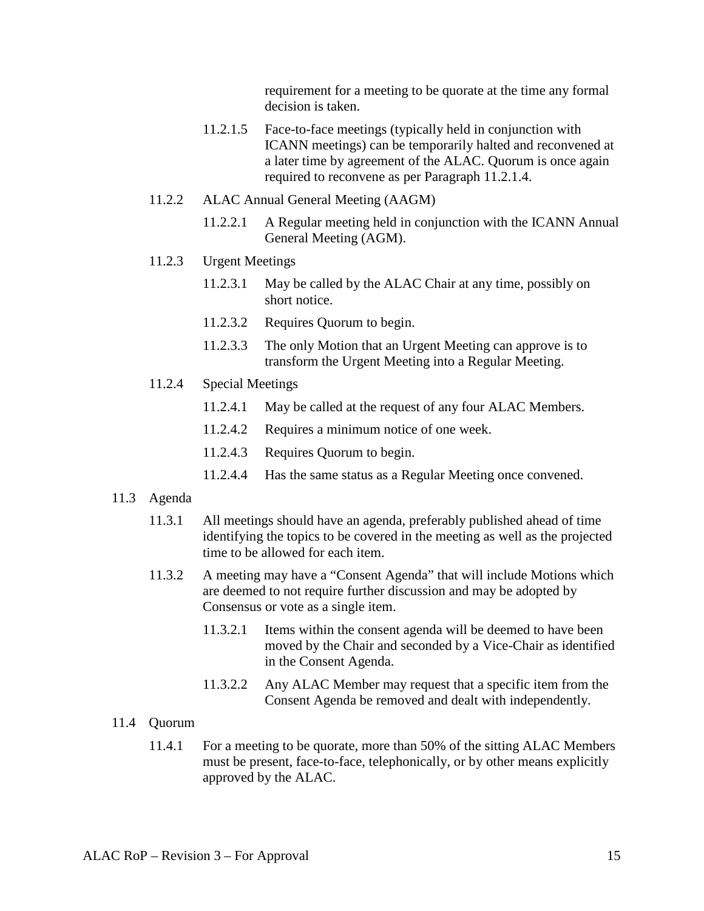requirement for a meeting to be quorate at the time any formal decision is taken.

11.2.1.5 Face-to-face meetings (typically held in conjunction with ICANN meetings) can be temporarily halted and reconvened at a later time by agreement of the ALAC. Quorum is once again required to reconvene as per Paragraph 11.2.1.4.

11.2.2 ALAC Annual General Meeting (AAGM)

11.2.2.1 A Regular meeting held in conjunction with the ICANN Annual General Meeting (AGM).

11.2.3 Urgent Meetings

11.2.3.1 May be called by the ALAC Chair at any time, possibly on short notice.

11.2.3.2 Requires Quorum to begin.

11.2.3.3 The only Motion that an Urgent Meeting can approve is to transform the Urgent Meeting into a Regular Meeting.

11.2.4 Special Meetings

11.2.4.1 May be called at the request of any four ALAC Members.

11.2.4.2 Requires a minimum notice of one week.

11.2.4.3 Requires Quorum to begin.

11.2.4.4 Has the same status as a Regular Meeting once convened.

11.3 Agenda

11.3.1 All meetings should have an agenda, preferably published ahead of time identifying the topics to be covered in the meeting as well as the projected time to be allowed for each item.

11.3.2 A meeting may have a "Consent Agenda" that will include Motions which are deemed to not require further discussion and may be adopted by Consensus or vote as a single item.

11.3.2.1 Items within the consent agenda will be deemed to have been moved by the Chair and seconded by a Vice-Chair as identified in the Consent Agenda.

11.3.2.2 Any ALAC Member may request that a specific item from the Consent Agenda be removed and dealt with independently.

11.4 Quorum

11.4.1 For a meeting to be quorate, more than 50% of the sitting ALAC Members must be present, face-to-face, telephonically, or by other means explicitly approved by the ALAC.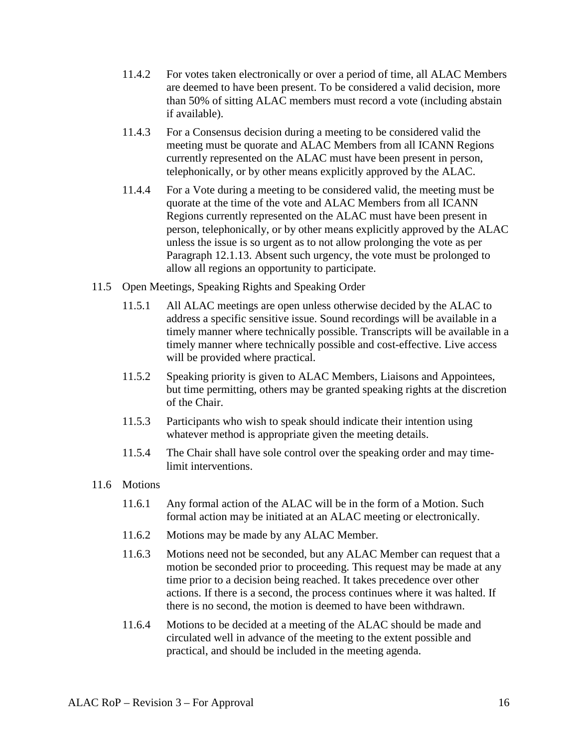11.4.2 For votes taken electronically or over a period of time, all ALAC Members are deemed to have been present. To be considered a valid decision, more than 50% of sitting ALAC members must record a vote (including abstain if available).

11.4.3 For a Consensus decision during a meeting to be considered valid the meeting must be quorate and ALAC Members from all ICANN Regions currently represented on the ALAC must have been present in person, telephonically, or by other means explicitly approved by the ALAC.

11.4.4 For a Vote during a meeting to be considered valid, the meeting must be quorate at the time of the vote and ALAC Members from all ICANN Regions currently represented on the ALAC must have been present in person, telephonically, or by other means explicitly approved by the ALAC unless the issue is so urgent as to not allow prolonging the vote as per Paragraph 12.1.13. Absent such urgency, the vote must be prolonged to allow all regions an opportunity to participate.

11.5 Open Meetings, Speaking Rights and Speaking Order

11.5.1 All ALAC meetings are open unless otherwise decided by the ALAC to address a specific sensitive issue. Sound recordings will be available in a timely manner where technically possible. Transcripts will be available in a timely manner where technically possible and cost-effective. Live access will be provided where practical.

11.5.2 Speaking priority is given to ALAC Members, Liaisons and Appointees, but time permitting, others may be granted speaking rights at the discretion of the Chair.

11.5.3 Participants who wish to speak should indicate their intention using whatever method is appropriate given the meeting details.

11.5.4 The Chair shall have sole control over the speaking order and may time-limit interventions.

11.6 Motions

11.6.1 Any formal action of the ALAC will be in the form of a Motion. Such formal action may be initiated at an ALAC meeting or electronically.

11.6.2 Motions may be made by any ALAC Member.

11.6.3 Motions need not be seconded, but any ALAC Member can request that a motion be seconded prior to proceeding. This request may be made at any time prior to a decision being reached. It takes precedence over other actions. If there is a second, the process continues where it was halted. If there is no second, the motion is deemed to have been withdrawn.

11.6.4 Motions to be decided at a meeting of the ALAC should be made and circulated well in advance of the meeting to the extent possible and practical, and should be included in the meeting agenda.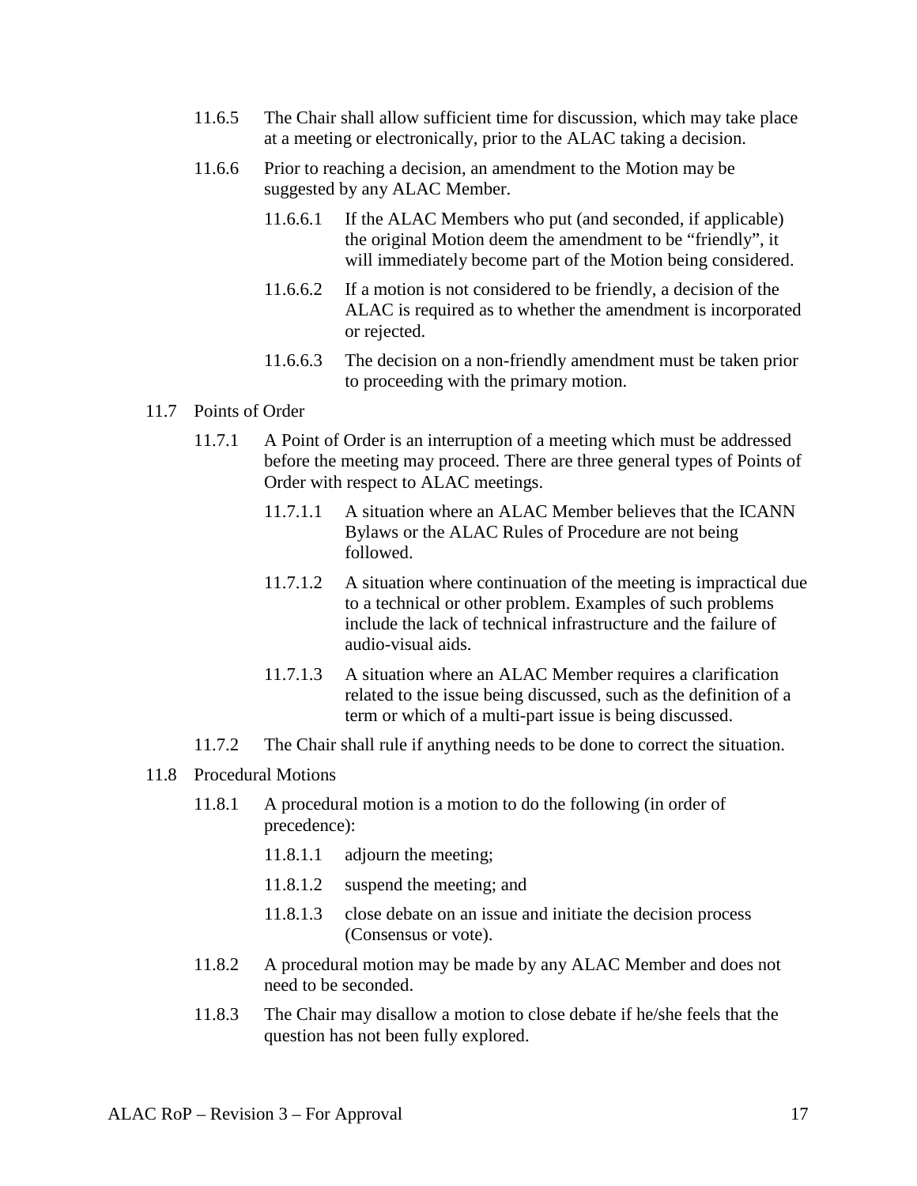11.6.5 The Chair shall allow sufficient time for discussion, which may take place at a meeting or electronically, prior to the ALAC taking a decision.

11.6.6 Prior to reaching a decision, an amendment to the Motion may be suggested by any ALAC Member.

11.6.6.1 If the ALAC Members who put (and seconded, if applicable) the original Motion deem the amendment to be "friendly", it will immediately become part of the Motion being considered.

11.6.6.2 If a motion is not considered to be friendly, a decision of the ALAC is required as to whether the amendment is incorporated or rejected.

11.6.6.3 The decision on a non-friendly amendment must be taken prior to proceeding with the primary motion.

11.7 Points of Order

11.7.1 A Point of Order is an interruption of a meeting which must be addressed before the meeting may proceed. There are three general types of Points of Order with respect to ALAC meetings.

11.7.1.1 A situation where an ALAC Member believes that the ICANN Bylaws or the ALAC Rules of Procedure are not being followed.

11.7.1.2 A situation where continuation of the meeting is impractical due to a technical or other problem. Examples of such problems include the lack of technical infrastructure and the failure of audio-visual aids.

11.7.1.3 A situation where an ALAC Member requires a clarification related to the issue being discussed, such as the definition of a term or which of a multi-part issue is being discussed.

11.7.2 The Chair shall rule if anything needs to be done to correct the situation.

11.8 Procedural Motions

11.8.1 A procedural motion is a motion to do the following (in order of precedence):

11.8.1.1 adjourn the meeting;

11.8.1.2 suspend the meeting; and

11.8.1.3 close debate on an issue and initiate the decision process (Consensus or vote).

11.8.2 A procedural motion may be made by any ALAC Member and does not need to be seconded.

11.8.3 The Chair may disallow a motion to close debate if he/she feels that the question has not been fully explored.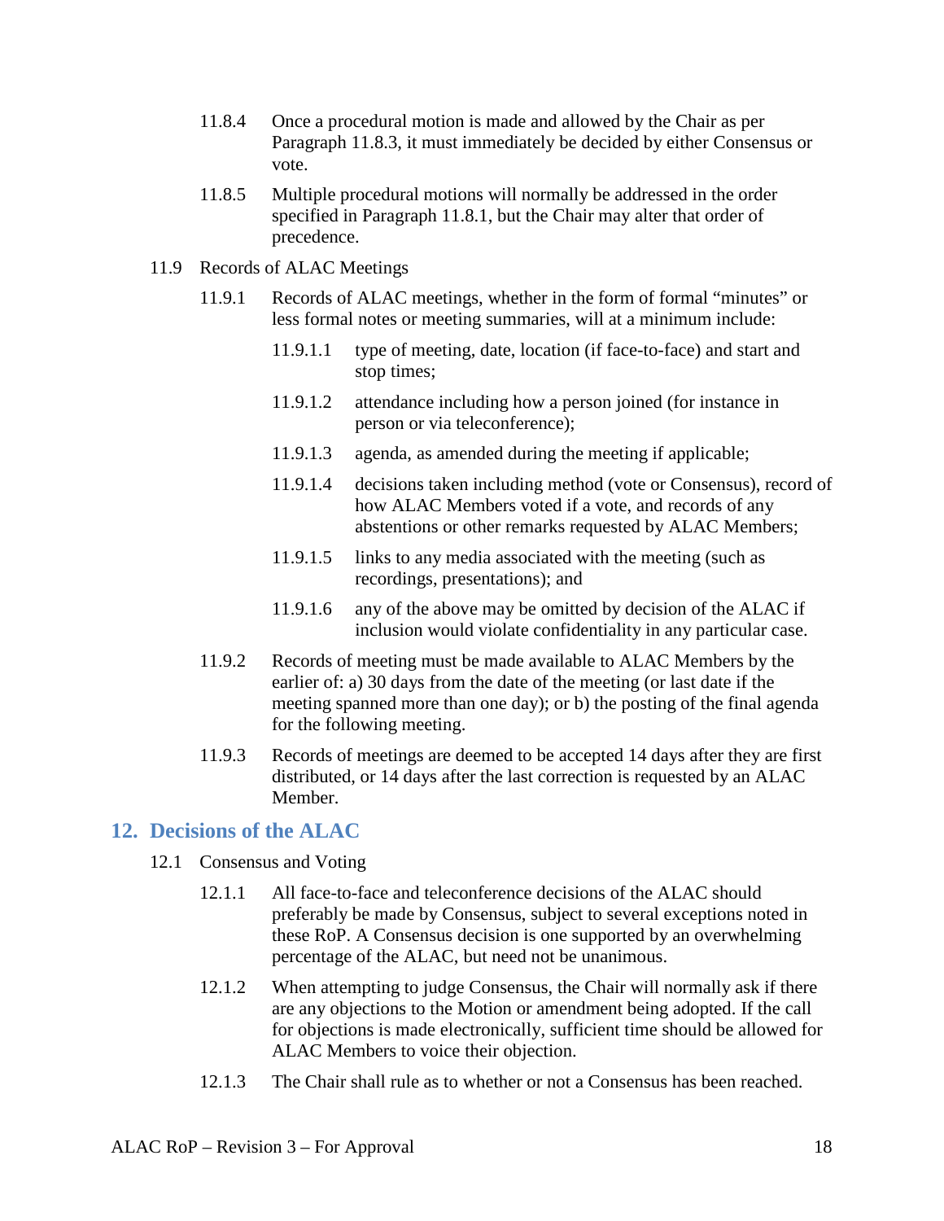11.8.4 Once a procedural motion is made and allowed by the Chair as per Paragraph 11.8.3, it must immediately be decided by either Consensus or vote.

11.8.5 Multiple procedural motions will normally be addressed in the order specified in Paragraph 11.8.1, but the Chair may alter that order of precedence.

11.9 Records of ALAC Meetings

11.9.1 Records of ALAC meetings, whether in the form of formal "minutes" or less formal notes or meeting summaries, will at a minimum include:

11.9.1.1 type of meeting, date, location (if face-to-face) and start and stop times;

11.9.1.2 attendance including how a person joined (for instance in person or via teleconference);

11.9.1.3 agenda, as amended during the meeting if applicable;

11.9.1.4 decisions taken including method (vote or Consensus), record of how ALAC Members voted if a vote, and records of any abstentions or other remarks requested by ALAC Members;

11.9.1.5 links to any media associated with the meeting (such as recordings, presentations); and

11.9.1.6 any of the above may be omitted by decision of the ALAC if inclusion would violate confidentiality in any particular case.

11.9.2 Records of meeting must be made available to ALAC Members by the earlier of: a) 30 days from the date of the meeting (or last date if the meeting spanned more than one day); or b) the posting of the final agenda for the following meeting.

11.9.3 Records of meetings are deemed to be accepted 14 days after they are first distributed, or 14 days after the last correction is requested by an ALAC Member.

## 12. Decisions of the ALAC

12.1 Consensus and Voting

12.1.1 All face-to-face and teleconference decisions of the ALAC should preferably be made by Consensus, subject to several exceptions noted in these RoP. A Consensus decision is one supported by an overwhelming percentage of the ALAC, but need not be unanimous.

12.1.2 When attempting to judge Consensus, the Chair will normally ask if there are any objections to the Motion or amendment being adopted. If the call for objections is made electronically, sufficient time should be allowed for ALAC Members to voice their objection.

12.1.3 The Chair shall rule as to whether or not a Consensus has been reached.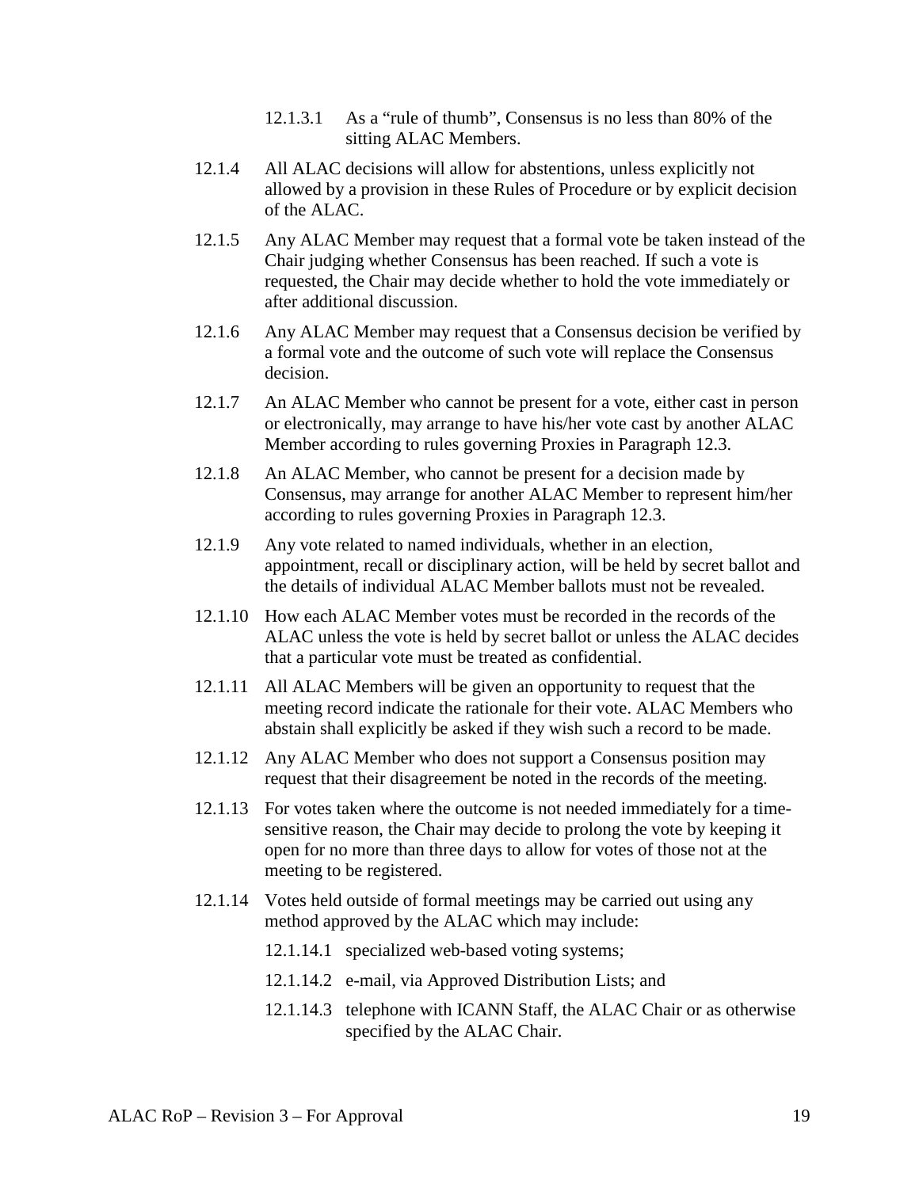12.1.3.1 As a "rule of thumb", Consensus is no less than 80% of the sitting ALAC Members.

12.1.4 All ALAC decisions will allow for abstentions, unless explicitly not allowed by a provision in these Rules of Procedure or by explicit decision of the ALAC.

12.1.5 Any ALAC Member may request that a formal vote be taken instead of the Chair judging whether Consensus has been reached. If such a vote is requested, the Chair may decide whether to hold the vote immediately or after additional discussion.

12.1.6 Any ALAC Member may request that a Consensus decision be verified by a formal vote and the outcome of such vote will replace the Consensus decision.

12.1.7 An ALAC Member who cannot be present for a vote, either cast in person or electronically, may arrange to have his/her vote cast by another ALAC Member according to rules governing Proxies in Paragraph 12.3.

12.1.8 An ALAC Member, who cannot be present for a decision made by Consensus, may arrange for another ALAC Member to represent him/her according to rules governing Proxies in Paragraph 12.3.

12.1.9 Any vote related to named individuals, whether in an election, appointment, recall or disciplinary action, will be held by secret ballot and the details of individual ALAC Member ballots must not be revealed.

12.1.10 How each ALAC Member votes must be recorded in the records of the ALAC unless the vote is held by secret ballot or unless the ALAC decides that a particular vote must be treated as confidential.

12.1.11 All ALAC Members will be given an opportunity to request that the meeting record indicate the rationale for their vote. ALAC Members who abstain shall explicitly be asked if they wish such a record to be made.

12.1.12 Any ALAC Member who does not support a Consensus position may request that their disagreement be noted in the records of the meeting.

12.1.13 For votes taken where the outcome is not needed immediately for a time-sensitive reason, the Chair may decide to prolong the vote by keeping it open for no more than three days to allow for votes of those not at the meeting to be registered.

12.1.14 Votes held outside of formal meetings may be carried out using any method approved by the ALAC which may include:

12.1.14.1 specialized web-based voting systems;

12.1.14.2 e-mail, via Approved Distribution Lists; and

12.1.14.3 telephone with ICANN Staff, the ALAC Chair or as otherwise specified by the ALAC Chair.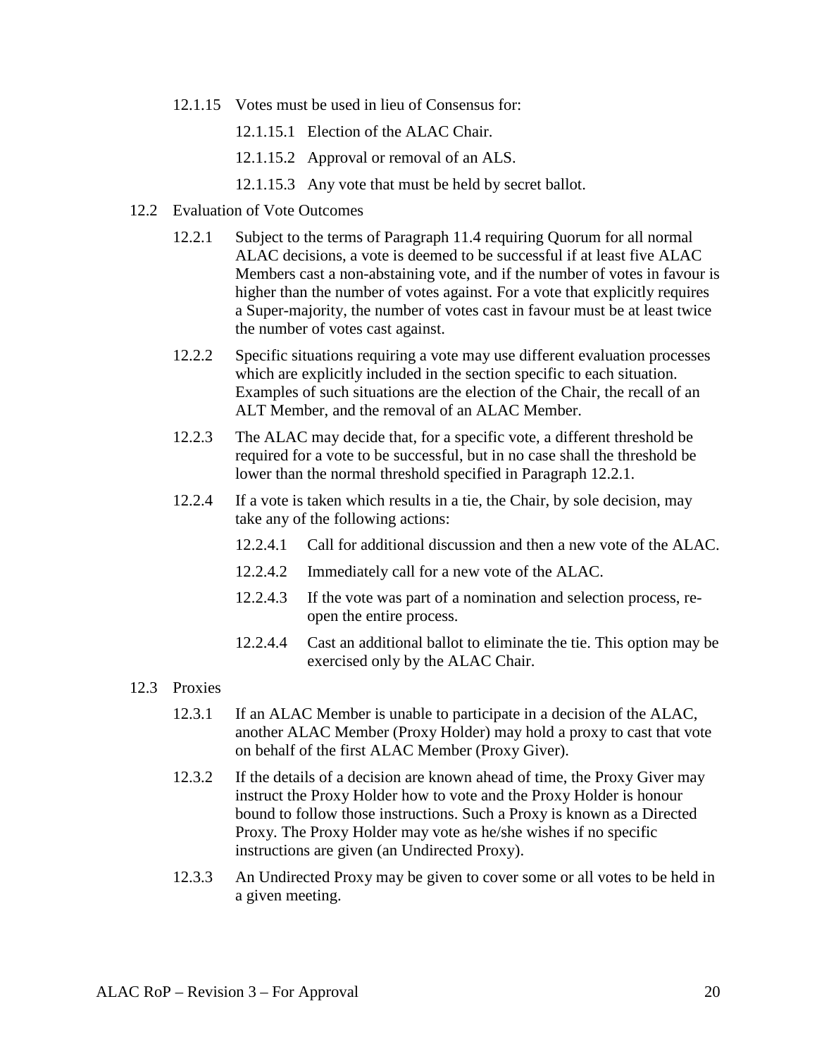12.1.15 Votes must be used in lieu of Consensus for:

12.1.15.1 Election of the ALAC Chair.

12.1.15.2 Approval or removal of an ALS.

12.1.15.3 Any vote that must be held by secret ballot.

## 12.2 Evaluation of Vote Outcomes

12.2.1 Subject to the terms of Paragraph 11.4 requiring Quorum for all normal ALAC decisions, a vote is deemed to be successful if at least five ALAC Members cast a non-abstaining vote, and if the number of votes in favour is higher than the number of votes against. For a vote that explicitly requires a Super-majority, the number of votes cast in favour must be at least twice the number of votes cast against.

12.2.2 Specific situations requiring a vote may use different evaluation processes which are explicitly included in the section specific to each situation. Examples of such situations are the election of the Chair, the recall of an ALT Member, and the removal of an ALAC Member.

12.2.3 The ALAC may decide that, for a specific vote, a different threshold be required for a vote to be successful, but in no case shall the threshold be lower than the normal threshold specified in Paragraph 12.2.1.

12.2.4 If a vote is taken which results in a tie, the Chair, by sole decision, may take any of the following actions:

12.2.4.1 Call for additional discussion and then a new vote of the ALAC.

12.2.4.2 Immediately call for a new vote of the ALAC.

12.2.4.3 If the vote was part of a nomination and selection process, re-open the entire process.

12.2.4.4 Cast an additional ballot to eliminate the tie. This option may be exercised only by the ALAC Chair.

## 12.3 Proxies

12.3.1 If an ALAC Member is unable to participate in a decision of the ALAC, another ALAC Member (Proxy Holder) may hold a proxy to cast that vote on behalf of the first ALAC Member (Proxy Giver).

12.3.2 If the details of a decision are known ahead of time, the Proxy Giver may instruct the Proxy Holder how to vote and the Proxy Holder is honour bound to follow those instructions. Such a Proxy is known as a Directed Proxy. The Proxy Holder may vote as he/she wishes if no specific instructions are given (an Undirected Proxy).

12.3.3 An Undirected Proxy may be given to cover some or all votes to be held in a given meeting.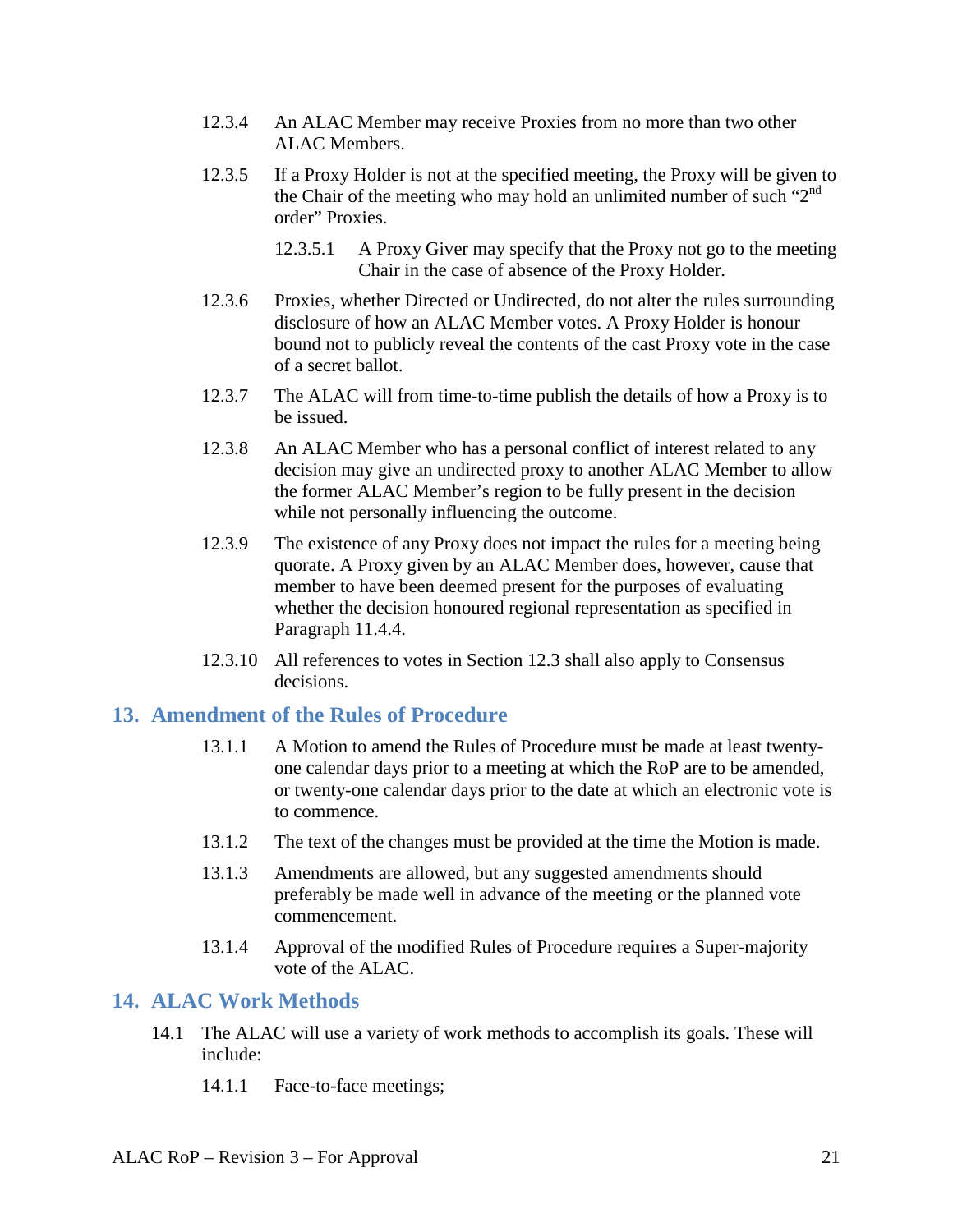12.3.4 An ALAC Member may receive Proxies from no more than two other ALAC Members.

12.3.5 If a Proxy Holder is not at the specified meeting, the Proxy will be given to the Chair of the meeting who may hold an unlimited number of such "2nd order" Proxies.

12.3.5.1 A Proxy Giver may specify that the Proxy not go to the meeting Chair in the case of absence of the Proxy Holder.

12.3.6 Proxies, whether Directed or Undirected, do not alter the rules surrounding disclosure of how an ALAC Member votes. A Proxy Holder is honour bound not to publicly reveal the contents of the cast Proxy vote in the case of a secret ballot.

12.3.7 The ALAC will from time-to-time publish the details of how a Proxy is to be issued.

12.3.8 An ALAC Member who has a personal conflict of interest related to any decision may give an undirected proxy to another ALAC Member to allow the former ALAC Member's region to be fully present in the decision while not personally influencing the outcome.

12.3.9 The existence of any Proxy does not impact the rules for a meeting being quorate. A Proxy given by an ALAC Member does, however, cause that member to have been deemed present for the purposes of evaluating whether the decision honoured regional representation as specified in Paragraph 11.4.4.

12.3.10 All references to votes in Section 12.3 shall also apply to Consensus decisions.

## 13. Amendment of the Rules of Procedure

13.1.1 A Motion to amend the Rules of Procedure must be made at least twenty-one calendar days prior to a meeting at which the RoP are to be amended, or twenty-one calendar days prior to the date at which an electronic vote is to commence.

13.1.2 The text of the changes must be provided at the time the Motion is made.

13.1.3 Amendments are allowed, but any suggested amendments should preferably be made well in advance of the meeting or the planned vote commencement.

13.1.4 Approval of the modified Rules of Procedure requires a Super-majority vote of the ALAC.

## 14. ALAC Work Methods

14.1 The ALAC will use a variety of work methods to accomplish its goals. These will include:

14.1.1 Face-to-face meetings;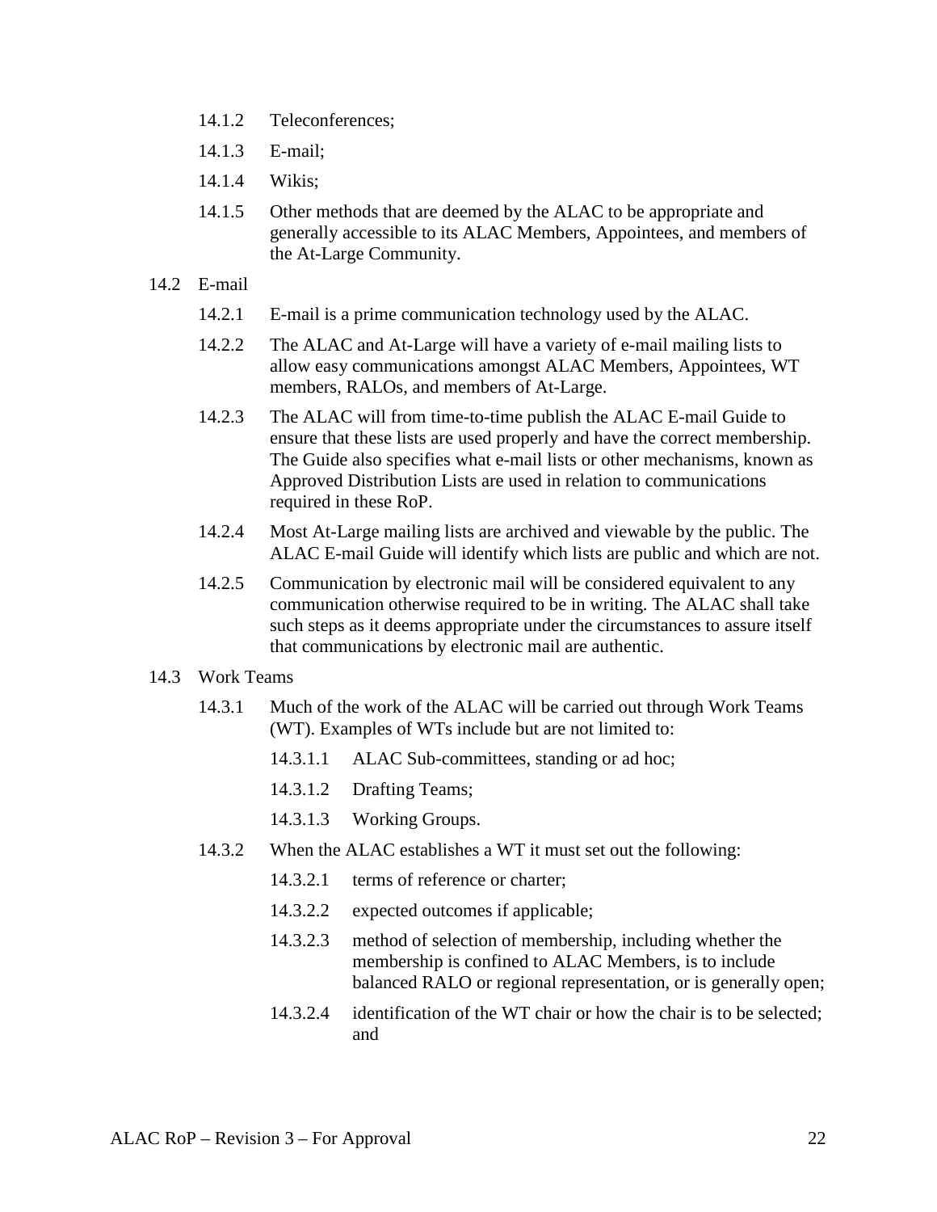14.1.2 Teleconferences;

14.1.3 E-mail;

14.1.4 Wikis;

14.1.5 Other methods that are deemed by the ALAC to be appropriate and generally accessible to its ALAC Members, Appointees, and members of the At-Large Community.

14.2 E-mail

14.2.1 E-mail is a prime communication technology used by the ALAC.

14.2.2 The ALAC and At-Large will have a variety of e-mail mailing lists to allow easy communications amongst ALAC Members, Appointees, WT members, RALOs, and members of At-Large.

14.2.3 The ALAC will from time-to-time publish the ALAC E-mail Guide to ensure that these lists are used properly and have the correct membership. The Guide also specifies what e-mail lists or other mechanisms, known as Approved Distribution Lists are used in relation to communications required in these RoP.

14.2.4 Most At-Large mailing lists are archived and viewable by the public. The ALAC E-mail Guide will identify which lists are public and which are not.

14.2.5 Communication by electronic mail will be considered equivalent to any communication otherwise required to be in writing. The ALAC shall take such steps as it deems appropriate under the circumstances to assure itself that communications by electronic mail are authentic.

14.3 Work Teams

14.3.1 Much of the work of the ALAC will be carried out through Work Teams (WT). Examples of WTs include but are not limited to:

14.3.1.1 ALAC Sub-committees, standing or ad hoc;

14.3.1.2 Drafting Teams;

14.3.1.3 Working Groups.

14.3.2 When the ALAC establishes a WT it must set out the following:

14.3.2.1 terms of reference or charter;

14.3.2.2 expected outcomes if applicable;

14.3.2.3 method of selection of membership, including whether the membership is confined to ALAC Members, is to include balanced RALO or regional representation, or is generally open;

14.3.2.4 identification of the WT chair or how the chair is to be selected; and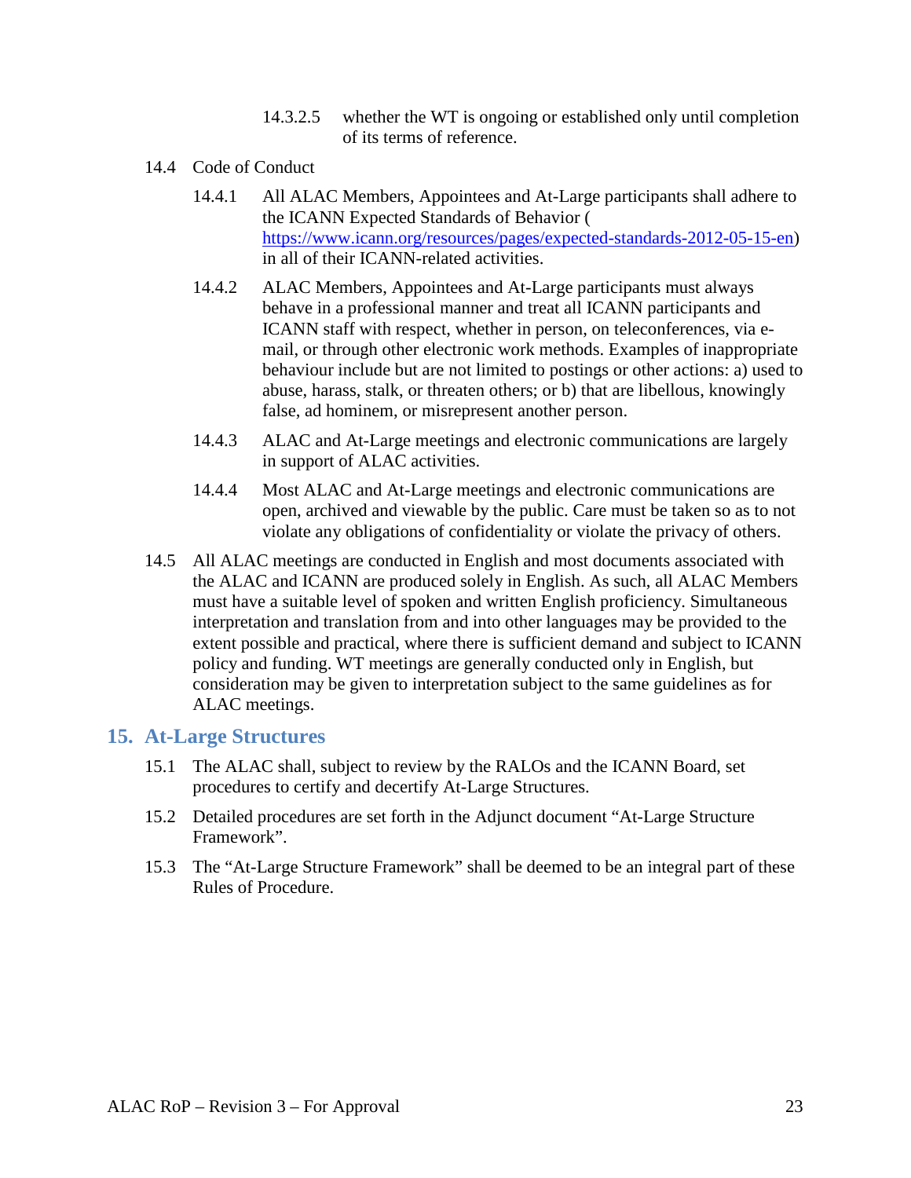14.3.2.5 whether the WT is ongoing or established only until completion of its terms of reference.

14.4 Code of Conduct

14.4.1 All ALAC Members, Appointees and At-Large participants shall adhere to the ICANN Expected Standards of Behavior ( https://www.icann.org/resources/pages/expected-standards-2012-05-15-en) in all of their ICANN-related activities.

14.4.2 ALAC Members, Appointees and At-Large participants must always behave in a professional manner and treat all ICANN participants and ICANN staff with respect, whether in person, on teleconferences, via e-mail, or through other electronic work methods. Examples of inappropriate behaviour include but are not limited to postings or other actions: a) used to abuse, harass, stalk, or threaten others; or b) that are libellous, knowingly false, ad hominem, or misrepresent another person.

14.4.3 ALAC and At-Large meetings and electronic communications are largely in support of ALAC activities.

14.4.4 Most ALAC and At-Large meetings and electronic communications are open, archived and viewable by the public. Care must be taken so as to not violate any obligations of confidentiality or violate the privacy of others.

14.5 All ALAC meetings are conducted in English and most documents associated with the ALAC and ICANN are produced solely in English. As such, all ALAC Members must have a suitable level of spoken and written English proficiency. Simultaneous interpretation and translation from and into other languages may be provided to the extent possible and practical, where there is sufficient demand and subject to ICANN policy and funding. WT meetings are generally conducted only in English, but consideration may be given to interpretation subject to the same guidelines as for ALAC meetings.

## 15. At-Large Structures

15.1 The ALAC shall, subject to review by the RALOs and the ICANN Board, set procedures to certify and decertify At-Large Structures.

15.2 Detailed procedures are set forth in the Adjunct document "At-Large Structure Framework".

15.3 The "At-Large Structure Framework" shall be deemed to be an integral part of these Rules of Procedure.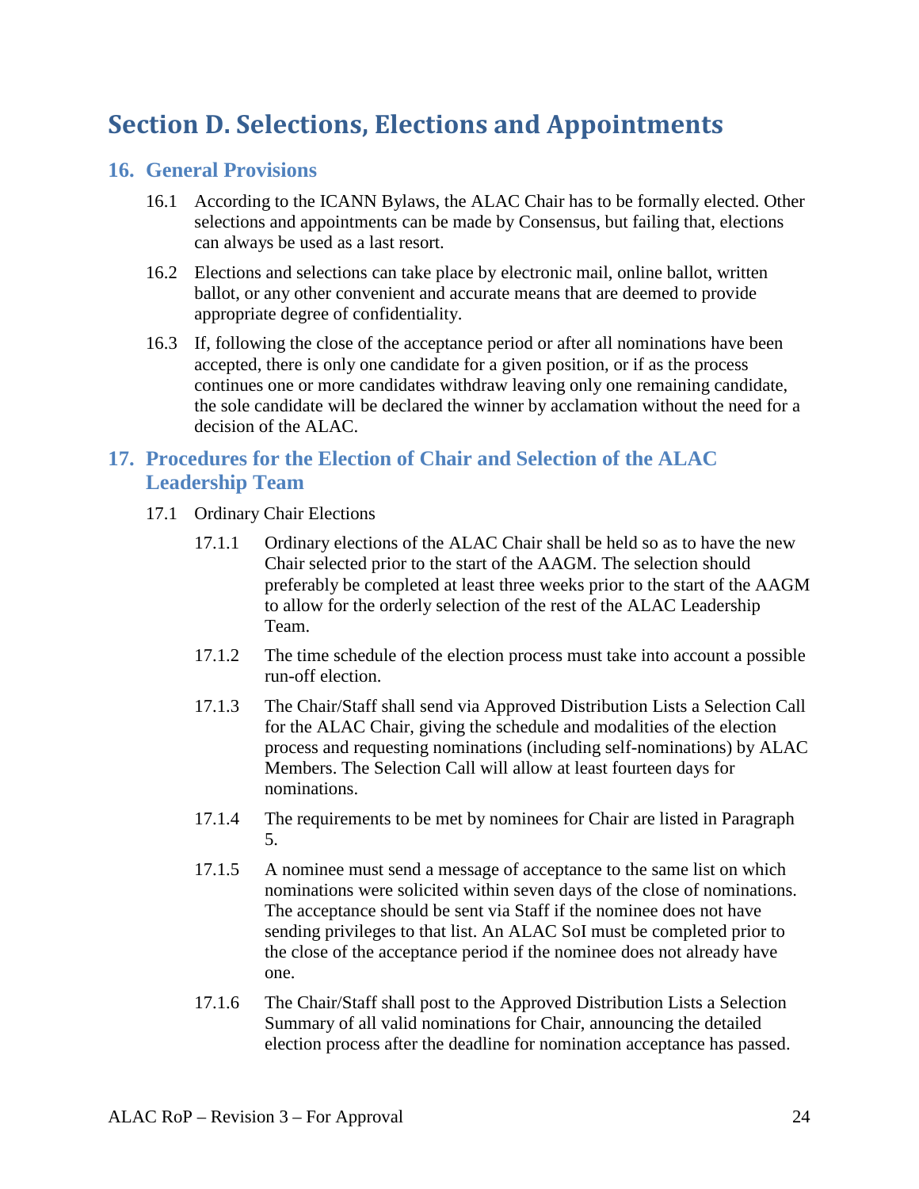# Section D. Selections, Elections and Appointments

## 16. General Provisions

16.1 According to the ICANN Bylaws, the ALAC Chair has to be formally elected. Other selections and appointments can be made by Consensus, but failing that, elections can always be used as a last resort.

16.2 Elections and selections can take place by electronic mail, online ballot, written ballot, or any other convenient and accurate means that are deemed to provide appropriate degree of confidentiality.

16.3 If, following the close of the acceptance period or after all nominations have been accepted, there is only one candidate for a given position, or if as the process continues one or more candidates withdraw leaving only one remaining candidate, the sole candidate will be declared the winner by acclamation without the need for a decision of the ALAC.

## 17. Procedures for the Election of Chair and Selection of the ALAC Leadership Team

17.1 Ordinary Chair Elections

17.1.1 Ordinary elections of the ALAC Chair shall be held so as to have the new Chair selected prior to the start of the AAGM. The selection should preferably be completed at least three weeks prior to the start of the AAGM to allow for the orderly selection of the rest of the ALAC Leadership Team.

17.1.2 The time schedule of the election process must take into account a possible run-off election.

17.1.3 The Chair/Staff shall send via Approved Distribution Lists a Selection Call for the ALAC Chair, giving the schedule and modalities of the election process and requesting nominations (including self-nominations) by ALAC Members. The Selection Call will allow at least fourteen days for nominations.

17.1.4 The requirements to be met by nominees for Chair are listed in Paragraph 5.

17.1.5 A nominee must send a message of acceptance to the same list on which nominations were solicited within seven days of the close of nominations. The acceptance should be sent via Staff if the nominee does not have sending privileges to that list. An ALAC SoI must be completed prior to the close of the acceptance period if the nominee does not already have one.

17.1.6 The Chair/Staff shall post to the Approved Distribution Lists a Selection Summary of all valid nominations for Chair, announcing the detailed election process after the deadline for nomination acceptance has passed.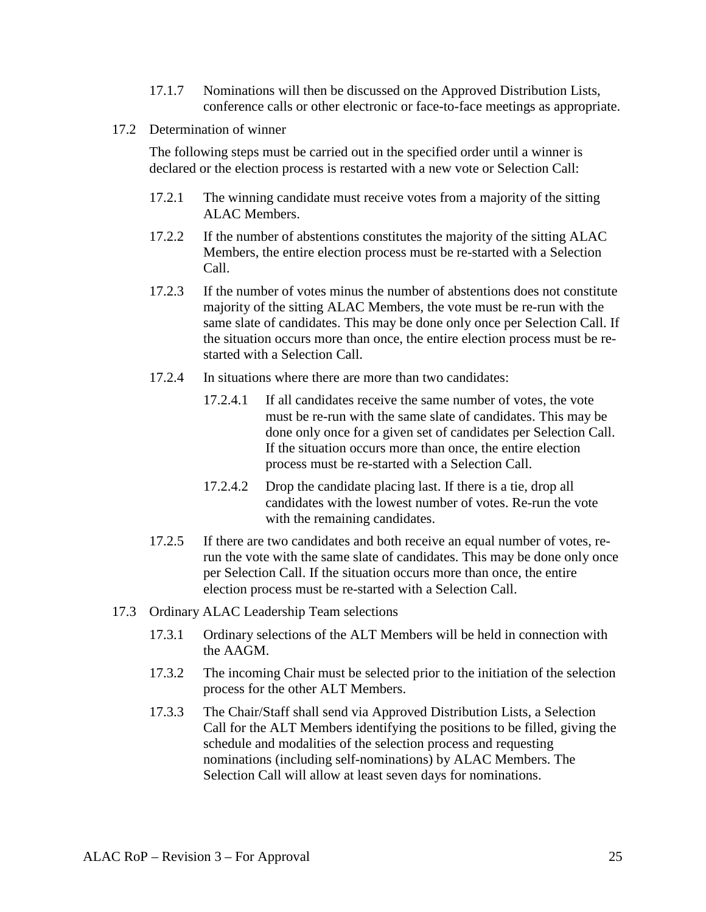17.1.7 Nominations will then be discussed on the Approved Distribution Lists, conference calls or other electronic or face-to-face meetings as appropriate.

17.2 Determination of winner

The following steps must be carried out in the specified order until a winner is declared or the election process is restarted with a new vote or Selection Call:

17.2.1 The winning candidate must receive votes from a majority of the sitting ALAC Members.

17.2.2 If the number of abstentions constitutes the majority of the sitting ALAC Members, the entire election process must be re-started with a Selection Call.

17.2.3 If the number of votes minus the number of abstentions does not constitute majority of the sitting ALAC Members, the vote must be re-run with the same slate of candidates. This may be done only once per Selection Call. If the situation occurs more than once, the entire election process must be re-started with a Selection Call.

17.2.4 In situations where there are more than two candidates:

17.2.4.1 If all candidates receive the same number of votes, the vote must be re-run with the same slate of candidates. This may be done only once for a given set of candidates per Selection Call. If the situation occurs more than once, the entire election process must be re-started with a Selection Call.

17.2.4.2 Drop the candidate placing last. If there is a tie, drop all candidates with the lowest number of votes. Re-run the vote with the remaining candidates.

17.2.5 If there are two candidates and both receive an equal number of votes, re-run the vote with the same slate of candidates. This may be done only once per Selection Call. If the situation occurs more than once, the entire election process must be re-started with a Selection Call.

17.3 Ordinary ALAC Leadership Team selections

17.3.1 Ordinary selections of the ALT Members will be held in connection with the AAGM.

17.3.2 The incoming Chair must be selected prior to the initiation of the selection process for the other ALT Members.

17.3.3 The Chair/Staff shall send via Approved Distribution Lists, a Selection Call for the ALT Members identifying the positions to be filled, giving the schedule and modalities of the selection process and requesting nominations (including self-nominations) by ALAC Members. The Selection Call will allow at least seven days for nominations.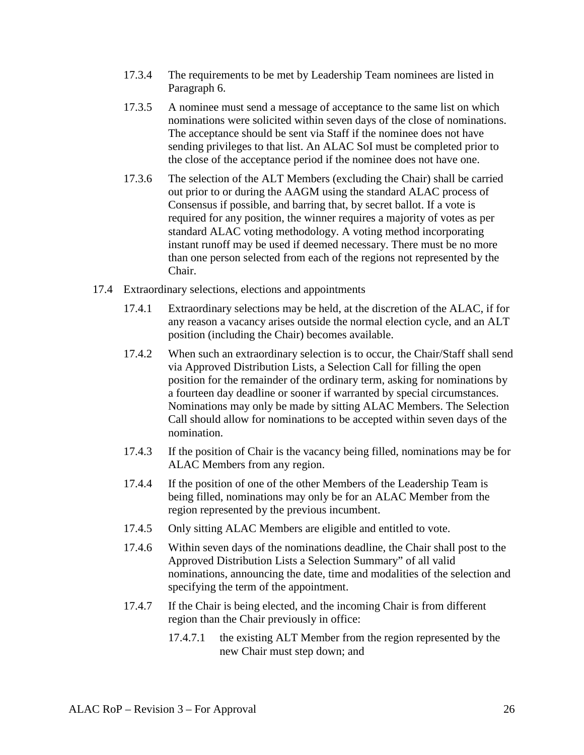17.3.4 The requirements to be met by Leadership Team nominees are listed in Paragraph 6.

17.3.5 A nominee must send a message of acceptance to the same list on which nominations were solicited within seven days of the close of nominations. The acceptance should be sent via Staff if the nominee does not have sending privileges to that list. An ALAC SoI must be completed prior to the close of the acceptance period if the nominee does not have one.

17.3.6 The selection of the ALT Members (excluding the Chair) shall be carried out prior to or during the AAGM using the standard ALAC process of Consensus if possible, and barring that, by secret ballot. If a vote is required for any position, the winner requires a majority of votes as per standard ALAC voting methodology. A voting method incorporating instant runoff may be used if deemed necessary. There must be no more than one person selected from each of the regions not represented by the Chair.

17.4 Extraordinary selections, elections and appointments

17.4.1 Extraordinary selections may be held, at the discretion of the ALAC, if for any reason a vacancy arises outside the normal election cycle, and an ALT position (including the Chair) becomes available.

17.4.2 When such an extraordinary selection is to occur, the Chair/Staff shall send via Approved Distribution Lists, a Selection Call for filling the open position for the remainder of the ordinary term, asking for nominations by a fourteen day deadline or sooner if warranted by special circumstances. Nominations may only be made by sitting ALAC Members. The Selection Call should allow for nominations to be accepted within seven days of the nomination.

17.4.3 If the position of Chair is the vacancy being filled, nominations may be for ALAC Members from any region.

17.4.4 If the position of one of the other Members of the Leadership Team is being filled, nominations may only be for an ALAC Member from the region represented by the previous incumbent.

17.4.5 Only sitting ALAC Members are eligible and entitled to vote.

17.4.6 Within seven days of the nominations deadline, the Chair shall post to the Approved Distribution Lists a Selection Summary" of all valid nominations, announcing the date, time and modalities of the selection and specifying the term of the appointment.

17.4.7 If the Chair is being elected, and the incoming Chair is from different region than the Chair previously in office:

17.4.7.1 the existing ALT Member from the region represented by the new Chair must step down; and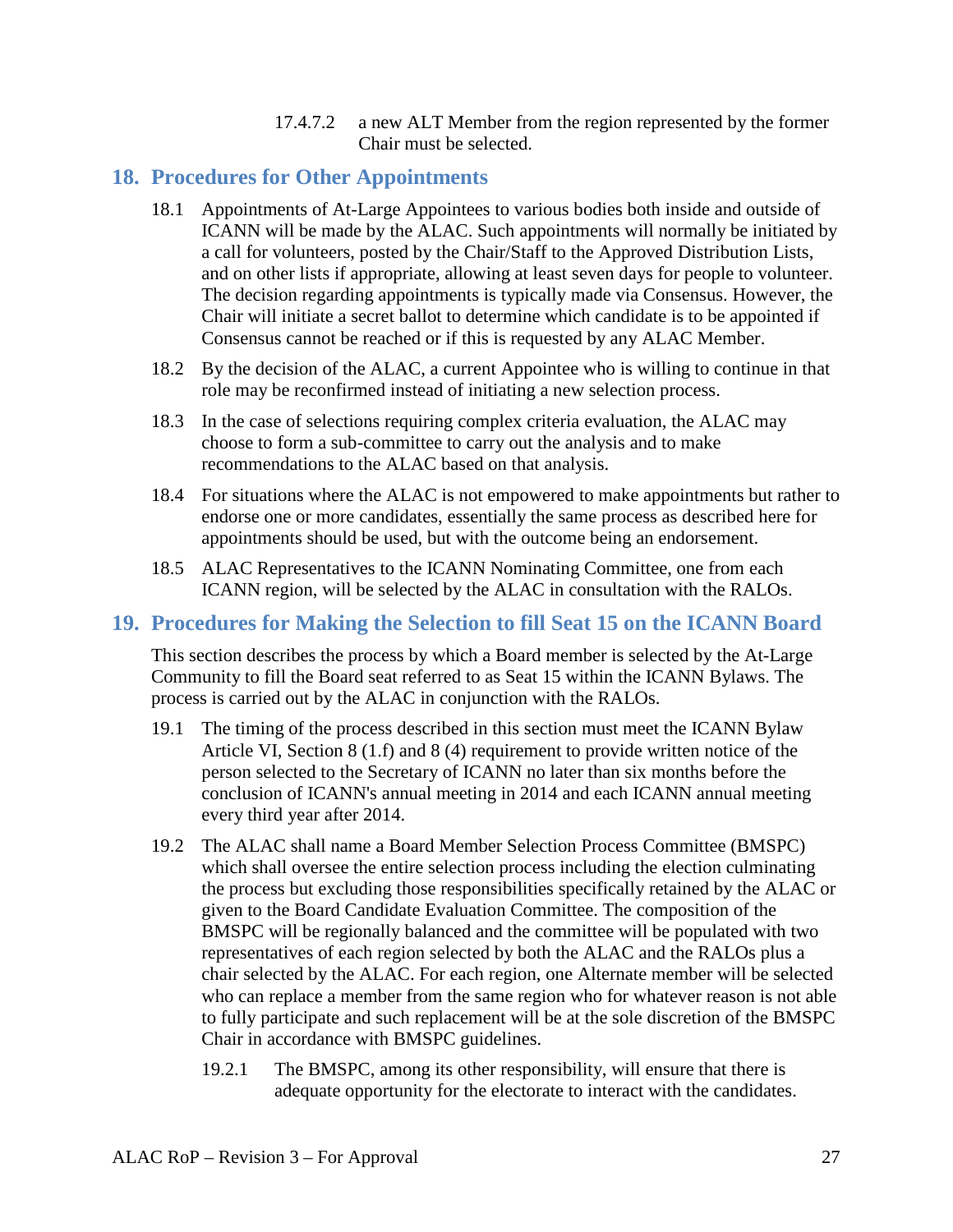17.4.7.2 a new ALT Member from the region represented by the former Chair must be selected.

## 18. Procedures for Other Appointments

18.1 Appointments of At-Large Appointees to various bodies both inside and outside of ICANN will be made by the ALAC. Such appointments will normally be initiated by a call for volunteers, posted by the Chair/Staff to the Approved Distribution Lists, and on other lists if appropriate, allowing at least seven days for people to volunteer. The decision regarding appointments is typically made via Consensus. However, the Chair will initiate a secret ballot to determine which candidate is to be appointed if Consensus cannot be reached or if this is requested by any ALAC Member.

18.2 By the decision of the ALAC, a current Appointee who is willing to continue in that role may be reconfirmed instead of initiating a new selection process.

18.3 In the case of selections requiring complex criteria evaluation, the ALAC may choose to form a sub-committee to carry out the analysis and to make recommendations to the ALAC based on that analysis.

18.4 For situations where the ALAC is not empowered to make appointments but rather to endorse one or more candidates, essentially the same process as described here for appointments should be used, but with the outcome being an endorsement.

18.5 ALAC Representatives to the ICANN Nominating Committee, one from each ICANN region, will be selected by the ALAC in consultation with the RALOs.

## 19. Procedures for Making the Selection to fill Seat 15 on the ICANN Board

This section describes the process by which a Board member is selected by the At-Large Community to fill the Board seat referred to as Seat 15 within the ICANN Bylaws. The process is carried out by the ALAC in conjunction with the RALOs.

19.1 The timing of the process described in this section must meet the ICANN Bylaw Article VI, Section 8 (1.f) and 8 (4) requirement to provide written notice of the person selected to the Secretary of ICANN no later than six months before the conclusion of ICANN's annual meeting in 2014 and each ICANN annual meeting every third year after 2014.

19.2 The ALAC shall name a Board Member Selection Process Committee (BMSPC) which shall oversee the entire selection process including the election culminating the process but excluding those responsibilities specifically retained by the ALAC or given to the Board Candidate Evaluation Committee. The composition of the BMSPC will be regionally balanced and the committee will be populated with two representatives of each region selected by both the ALAC and the RALOs plus a chair selected by the ALAC. For each region, one Alternate member will be selected who can replace a member from the same region who for whatever reason is not able to fully participate and such replacement will be at the sole discretion of the BMSPC Chair in accordance with BMSPC guidelines.

19.2.1 The BMSPC, among its other responsibility, will ensure that there is adequate opportunity for the electorate to interact with the candidates.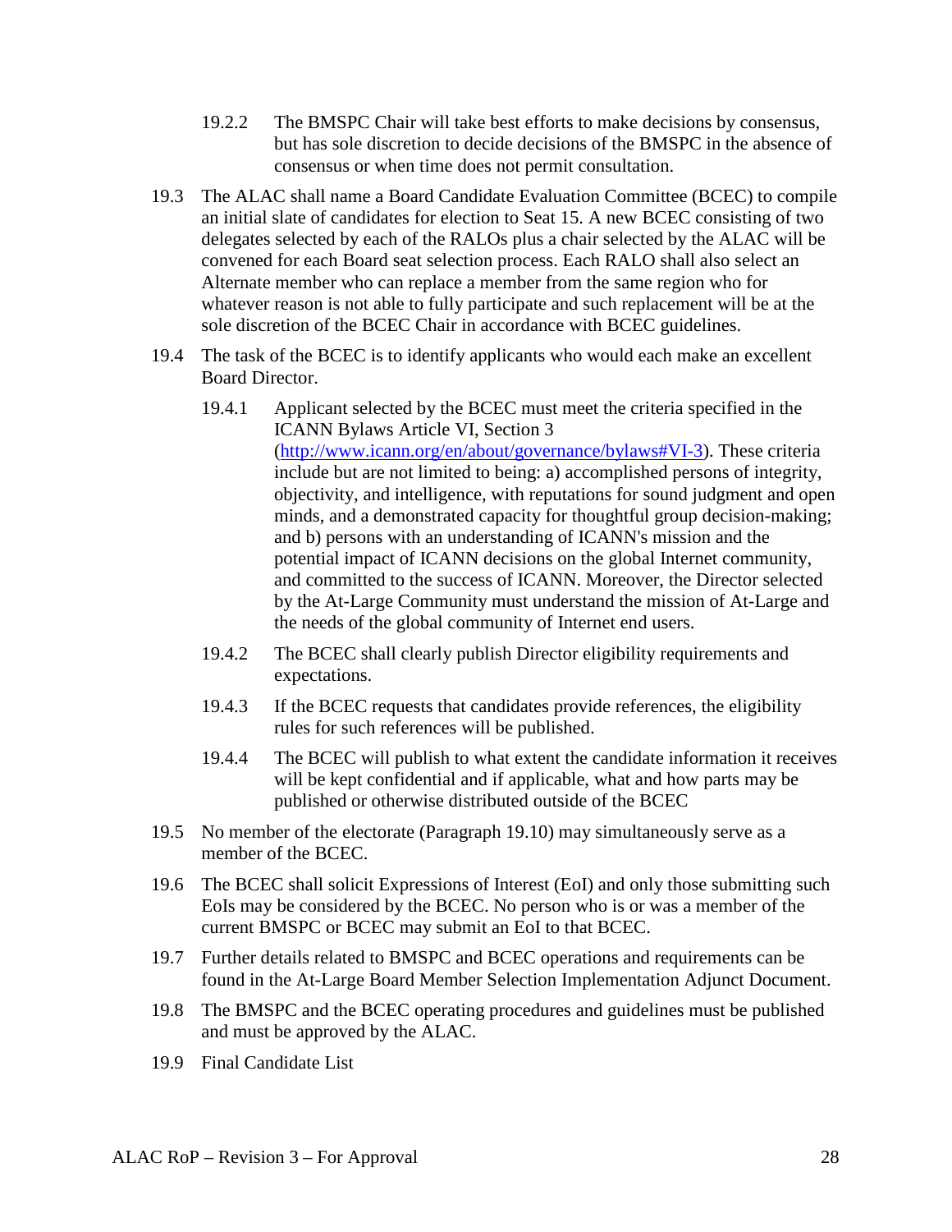19.2.2 The BMSPC Chair will take best efforts to make decisions by consensus, but has sole discretion to decide decisions of the BMSPC in the absence of consensus or when time does not permit consultation.

19.3 The ALAC shall name a Board Candidate Evaluation Committee (BCEC) to compile an initial slate of candidates for election to Seat 15. A new BCEC consisting of two delegates selected by each of the RALOs plus a chair selected by the ALAC will be convened for each Board seat selection process. Each RALO shall also select an Alternate member who can replace a member from the same region who for whatever reason is not able to fully participate and such replacement will be at the sole discretion of the BCEC Chair in accordance with BCEC guidelines.

19.4 The task of the BCEC is to identify applicants who would each make an excellent Board Director.

19.4.1 Applicant selected by the BCEC must meet the criteria specified in the ICANN Bylaws Article VI, Section 3 (http://www.icann.org/en/about/governance/bylaws#VI-3). These criteria include but are not limited to being: a) accomplished persons of integrity, objectivity, and intelligence, with reputations for sound judgment and open minds, and a demonstrated capacity for thoughtful group decision-making; and b) persons with an understanding of ICANN's mission and the potential impact of ICANN decisions on the global Internet community, and committed to the success of ICANN. Moreover, the Director selected by the At-Large Community must understand the mission of At-Large and the needs of the global community of Internet end users.

19.4.2 The BCEC shall clearly publish Director eligibility requirements and expectations.

19.4.3 If the BCEC requests that candidates provide references, the eligibility rules for such references will be published.

19.4.4 The BCEC will publish to what extent the candidate information it receives will be kept confidential and if applicable, what and how parts may be published or otherwise distributed outside of the BCEC

19.5 No member of the electorate (Paragraph 19.10) may simultaneously serve as a member of the BCEC.

19.6 The BCEC shall solicit Expressions of Interest (EoI) and only those submitting such EoIs may be considered by the BCEC. No person who is or was a member of the current BMSPC or BCEC may submit an EoI to that BCEC.

19.7 Further details related to BMSPC and BCEC operations and requirements can be found in the At-Large Board Member Selection Implementation Adjunct Document.

19.8 The BMSPC and the BCEC operating procedures and guidelines must be published and must be approved by the ALAC.

19.9 Final Candidate List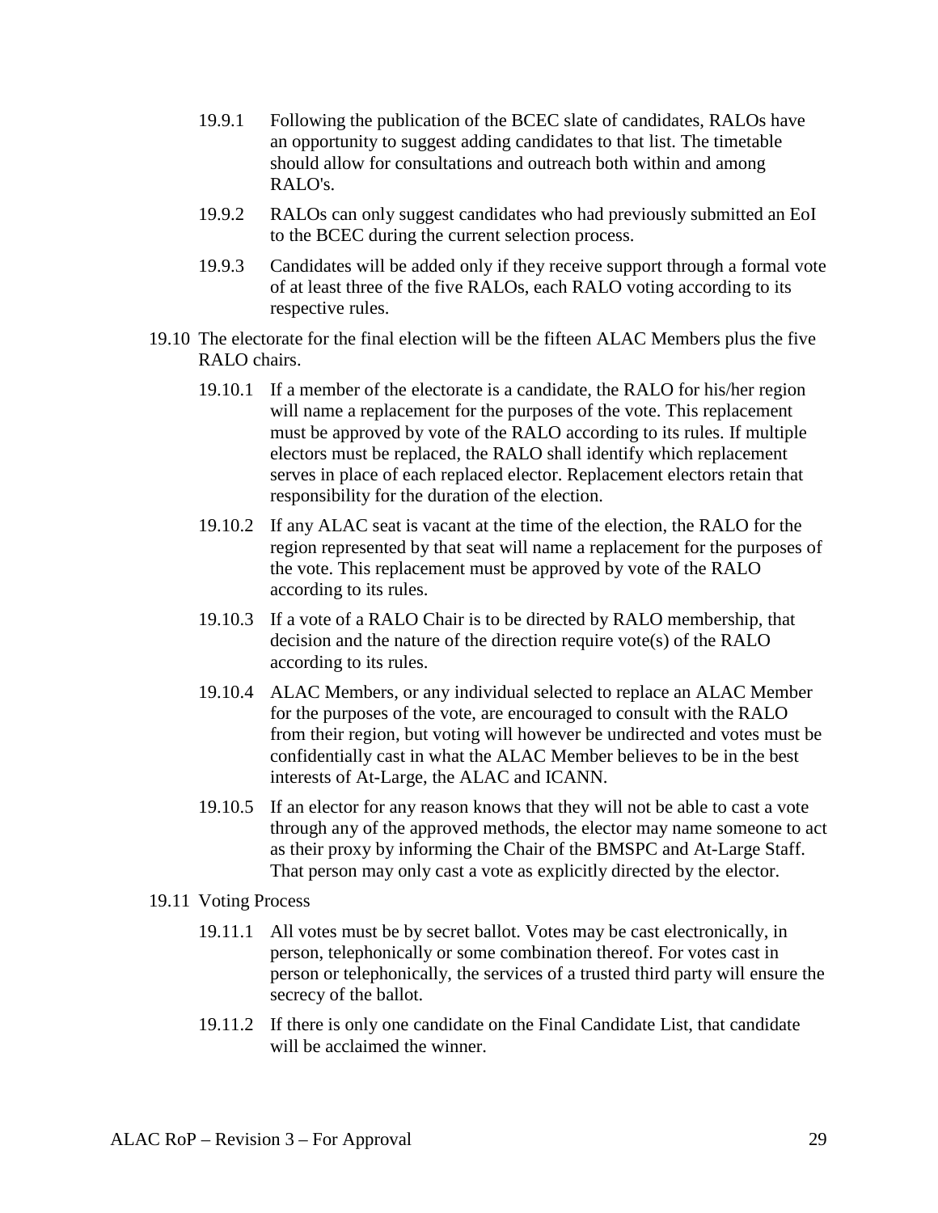19.9.1 Following the publication of the BCEC slate of candidates, RALOs have an opportunity to suggest adding candidates to that list. The timetable should allow for consultations and outreach both within and among RALO's.

19.9.2 RALOs can only suggest candidates who had previously submitted an EoI to the BCEC during the current selection process.

19.9.3 Candidates will be added only if they receive support through a formal vote of at least three of the five RALOs, each RALO voting according to its respective rules.

19.10 The electorate for the final election will be the fifteen ALAC Members plus the five RALO chairs.

19.10.1 If a member of the electorate is a candidate, the RALO for his/her region will name a replacement for the purposes of the vote. This replacement must be approved by vote of the RALO according to its rules. If multiple electors must be replaced, the RALO shall identify which replacement serves in place of each replaced elector. Replacement electors retain that responsibility for the duration of the election.

19.10.2 If any ALAC seat is vacant at the time of the election, the RALO for the region represented by that seat will name a replacement for the purposes of the vote. This replacement must be approved by vote of the RALO according to its rules.

19.10.3 If a vote of a RALO Chair is to be directed by RALO membership, that decision and the nature of the direction require vote(s) of the RALO according to its rules.

19.10.4 ALAC Members, or any individual selected to replace an ALAC Member for the purposes of the vote, are encouraged to consult with the RALO from their region, but voting will however be undirected and votes must be confidentially cast in what the ALAC Member believes to be in the best interests of At-Large, the ALAC and ICANN.

19.10.5 If an elector for any reason knows that they will not be able to cast a vote through any of the approved methods, the elector may name someone to act as their proxy by informing the Chair of the BMSPC and At-Large Staff. That person may only cast a vote as explicitly directed by the elector.

19.11 Voting Process

19.11.1 All votes must be by secret ballot. Votes may be cast electronically, in person, telephonically or some combination thereof. For votes cast in person or telephonically, the services of a trusted third party will ensure the secrecy of the ballot.

19.11.2 If there is only one candidate on the Final Candidate List, that candidate will be acclaimed the winner.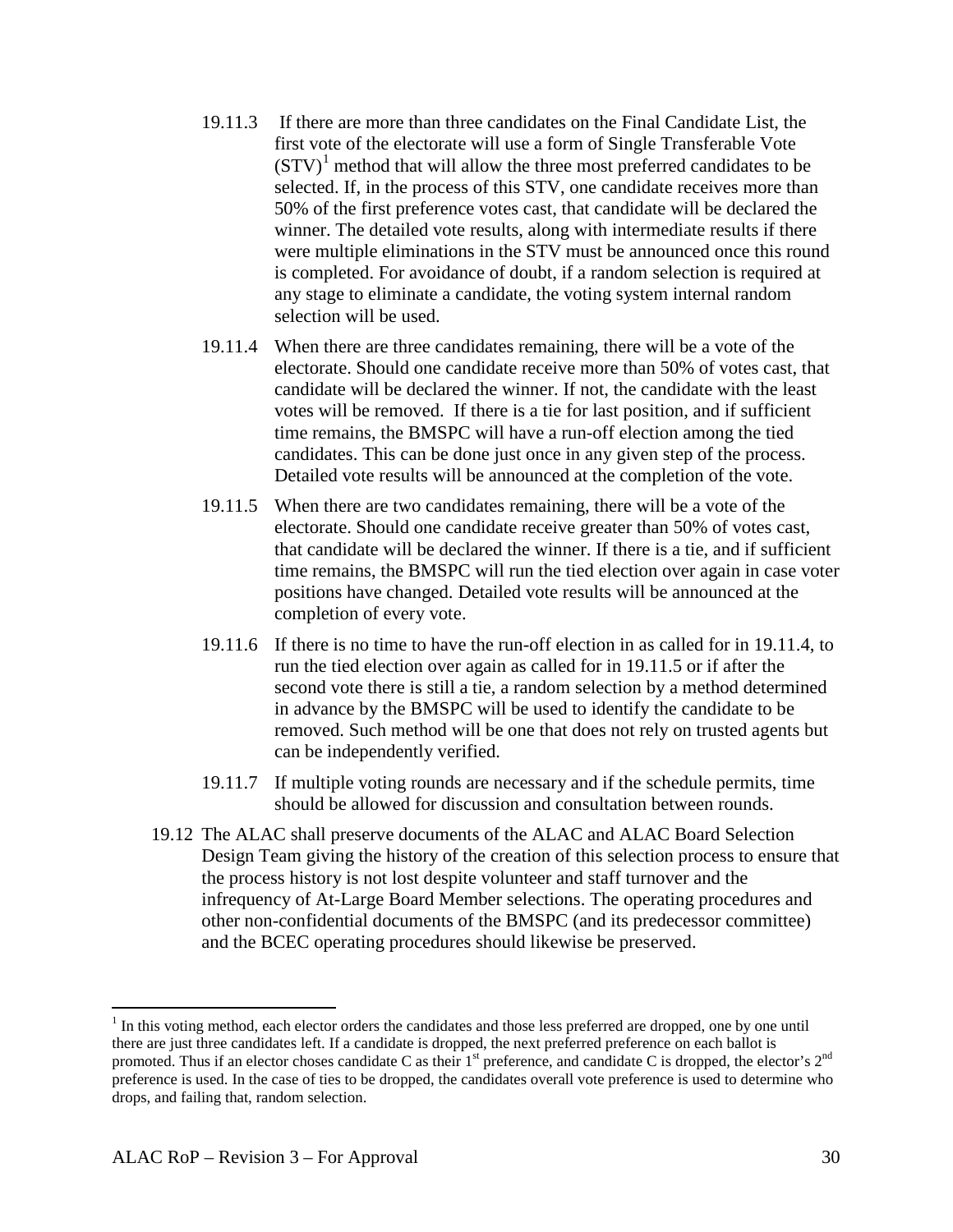19.11.3 If there are more than three candidates on the Final Candidate List, the first vote of the electorate will use a form of Single Transferable Vote (STV)[1] method that will allow the three most preferred candidates to be selected. If, in the process of this STV, one candidate receives more than 50% of the first preference votes cast, that candidate will be declared the winner. The detailed vote results, along with intermediate results if there were multiple eliminations in the STV must be announced once this round is completed. For avoidance of doubt, if a random selection is required at any stage to eliminate a candidate, the voting system internal random selection will be used.

19.11.4 When there are three candidates remaining, there will be a vote of the electorate. Should one candidate receive more than 50% of votes cast, that candidate will be declared the winner. If not, the candidate with the least votes will be removed. If there is a tie for last position, and if sufficient time remains, the BMSPC will have a run-off election among the tied candidates. This can be done just once in any given step of the process. Detailed vote results will be announced at the completion of the vote.

19.11.5 When there are two candidates remaining, there will be a vote of the electorate. Should one candidate receive greater than 50% of votes cast, that candidate will be declared the winner. If there is a tie, and if sufficient time remains, the BMSPC will run the tied election over again in case voter positions have changed. Detailed vote results will be announced at the completion of every vote.

19.11.6 If there is no time to have the run-off election in as called for in 19.11.4, to run the tied election over again as called for in 19.11.5 or if after the second vote there is still a tie, a random selection by a method determined in advance by the BMSPC will be used to identify the candidate to be removed. Such method will be one that does not rely on trusted agents but can be independently verified.

19.11.7 If multiple voting rounds are necessary and if the schedule permits, time should be allowed for discussion and consultation between rounds.

19.12 The ALAC shall preserve documents of the ALAC and ALAC Board Selection Design Team giving the history of the creation of this selection process to ensure that the process history is not lost despite volunteer and staff turnover and the infrequency of At-Large Board Member selections. The operating procedures and other non-confidential documents of the BMSPC (and its predecessor committee) and the BCEC operating procedures should likewise be preserved.

---

[1] In this voting method, each elector orders the candidates and those less preferred are dropped, one by one until there are just three candidates left. If a candidate is dropped, the next preferred preference on each ballot is promoted. Thus if an elector choses candidate C as their 1st preference, and candidate C is dropped, the elector's 2nd preference is used. In the case of ties to be dropped, the candidates overall vote preference is used to determine who drops, and failing that, random selection.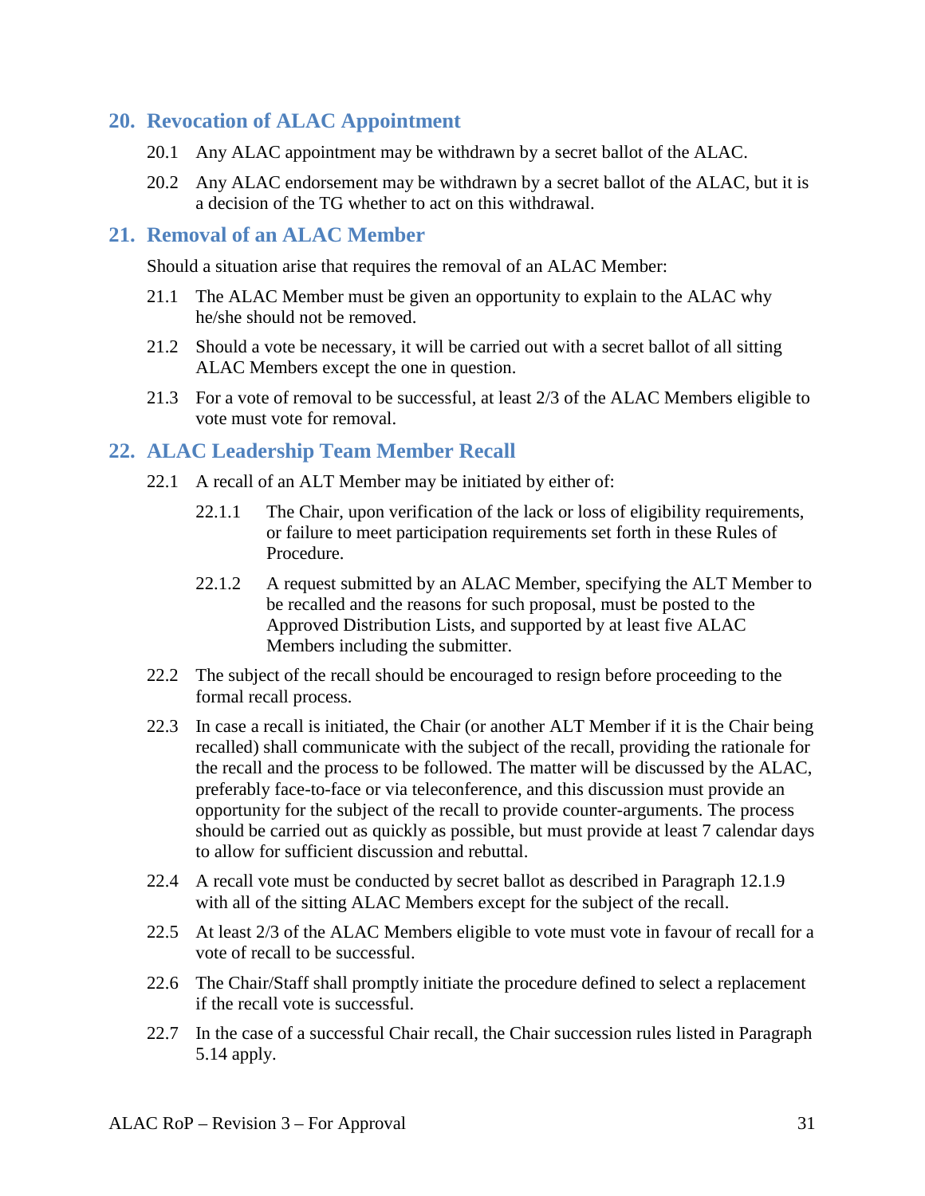## 20. Revocation of ALAC Appointment

20.1 Any ALAC appointment may be withdrawn by a secret ballot of the ALAC.

20.2 Any ALAC endorsement may be withdrawn by a secret ballot of the ALAC, but it is a decision of the TG whether to act on this withdrawal.

## 21. Removal of an ALAC Member

Should a situation arise that requires the removal of an ALAC Member:

21.1 The ALAC Member must be given an opportunity to explain to the ALAC why he/she should not be removed.

21.2 Should a vote be necessary, it will be carried out with a secret ballot of all sitting ALAC Members except the one in question.

21.3 For a vote of removal to be successful, at least 2/3 of the ALAC Members eligible to vote must vote for removal.

## 22. ALAC Leadership Team Member Recall

22.1 A recall of an ALT Member may be initiated by either of:

22.1.1 The Chair, upon verification of the lack or loss of eligibility requirements, or failure to meet participation requirements set forth in these Rules of Procedure.

22.1.2 A request submitted by an ALAC Member, specifying the ALT Member to be recalled and the reasons for such proposal, must be posted to the Approved Distribution Lists, and supported by at least five ALAC Members including the submitter.

22.2 The subject of the recall should be encouraged to resign before proceeding to the formal recall process.

22.3 In case a recall is initiated, the Chair (or another ALT Member if it is the Chair being recalled) shall communicate with the subject of the recall, providing the rationale for the recall and the process to be followed. The matter will be discussed by the ALAC, preferably face-to-face or via teleconference, and this discussion must provide an opportunity for the subject of the recall to provide counter-arguments. The process should be carried out as quickly as possible, but must provide at least 7 calendar days to allow for sufficient discussion and rebuttal.

22.4 A recall vote must be conducted by secret ballot as described in Paragraph 12.1.9 with all of the sitting ALAC Members except for the subject of the recall.

22.5 At least 2/3 of the ALAC Members eligible to vote must vote in favour of recall for a vote of recall to be successful.

22.6 The Chair/Staff shall promptly initiate the procedure defined to select a replacement if the recall vote is successful.

22.7 In the case of a successful Chair recall, the Chair succession rules listed in Paragraph 5.14 apply.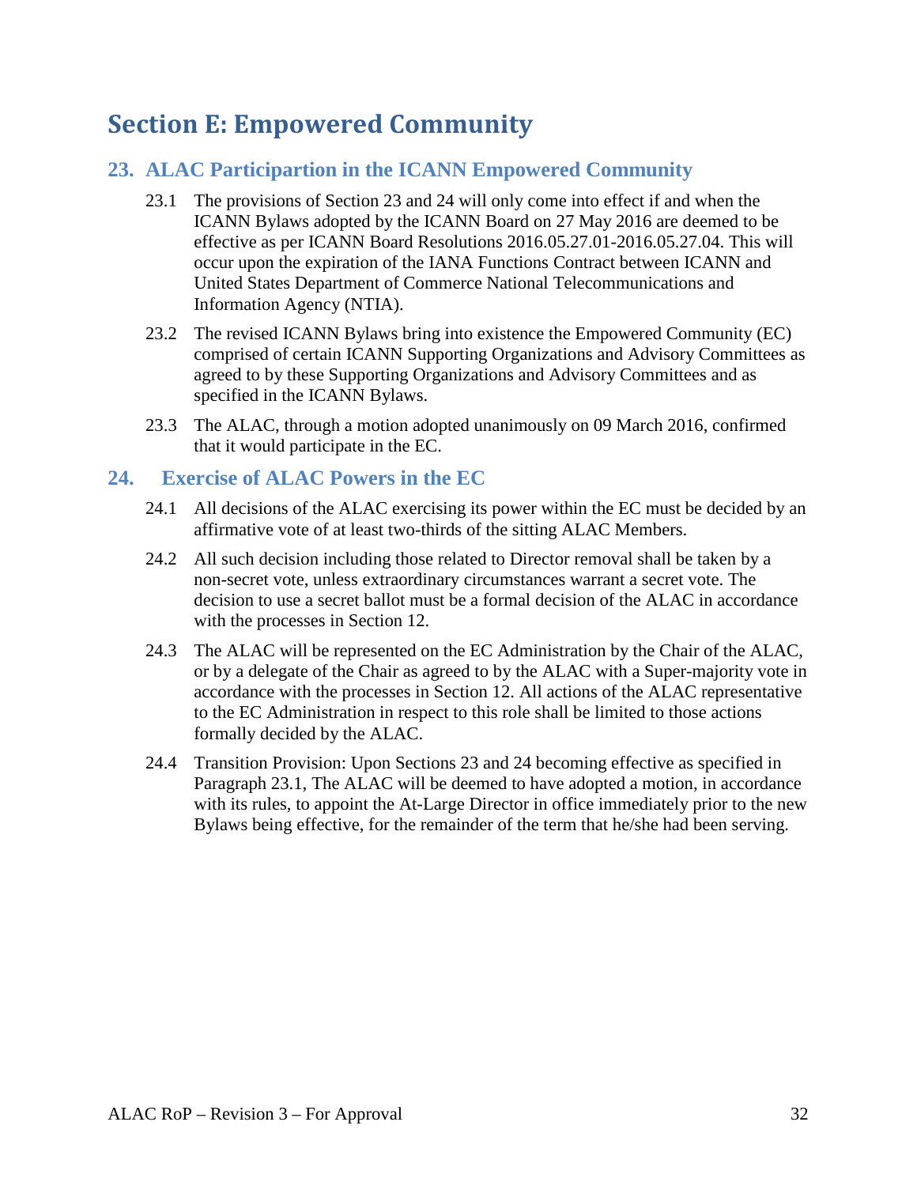# Section E: Empowered Community

## 23. ALAC Participartion in the ICANN Empowered Community

23.1 The provisions of Section 23 and 24 will only come into effect if and when the ICANN Bylaws adopted by the ICANN Board on 27 May 2016 are deemed to be effective as per ICANN Board Resolutions 2016.05.27.01-2016.05.27.04. This will occur upon the expiration of the IANA Functions Contract between ICANN and United States Department of Commerce National Telecommunications and Information Agency (NTIA).

23.2 The revised ICANN Bylaws bring into existence the Empowered Community (EC) comprised of certain ICANN Supporting Organizations and Advisory Committees as agreed to by these Supporting Organizations and Advisory Committees and as specified in the ICANN Bylaws.

23.3 The ALAC, through a motion adopted unanimously on 09 March 2016, confirmed that it would participate in the EC.

## 24. Exercise of ALAC Powers in the EC

24.1 All decisions of the ALAC exercising its power within the EC must be decided by an affirmative vote of at least two-thirds of the sitting ALAC Members.

24.2 All such decision including those related to Director removal shall be taken by a non-secret vote, unless extraordinary circumstances warrant a secret vote. The decision to use a secret ballot must be a formal decision of the ALAC in accordance with the processes in Section 12.

24.3 The ALAC will be represented on the EC Administration by the Chair of the ALAC, or by a delegate of the Chair as agreed to by the ALAC with a Super-majority vote in accordance with the processes in Section 12. All actions of the ALAC representative to the EC Administration in respect to this role shall be limited to those actions formally decided by the ALAC.

24.4 Transition Provision: Upon Sections 23 and 24 becoming effective as specified in Paragraph 23.1, The ALAC will be deemed to have adopted a motion, in accordance with its rules, to appoint the At-Large Director in office immediately prior to the new Bylaws being effective, for the remainder of the term that he/she had been serving.